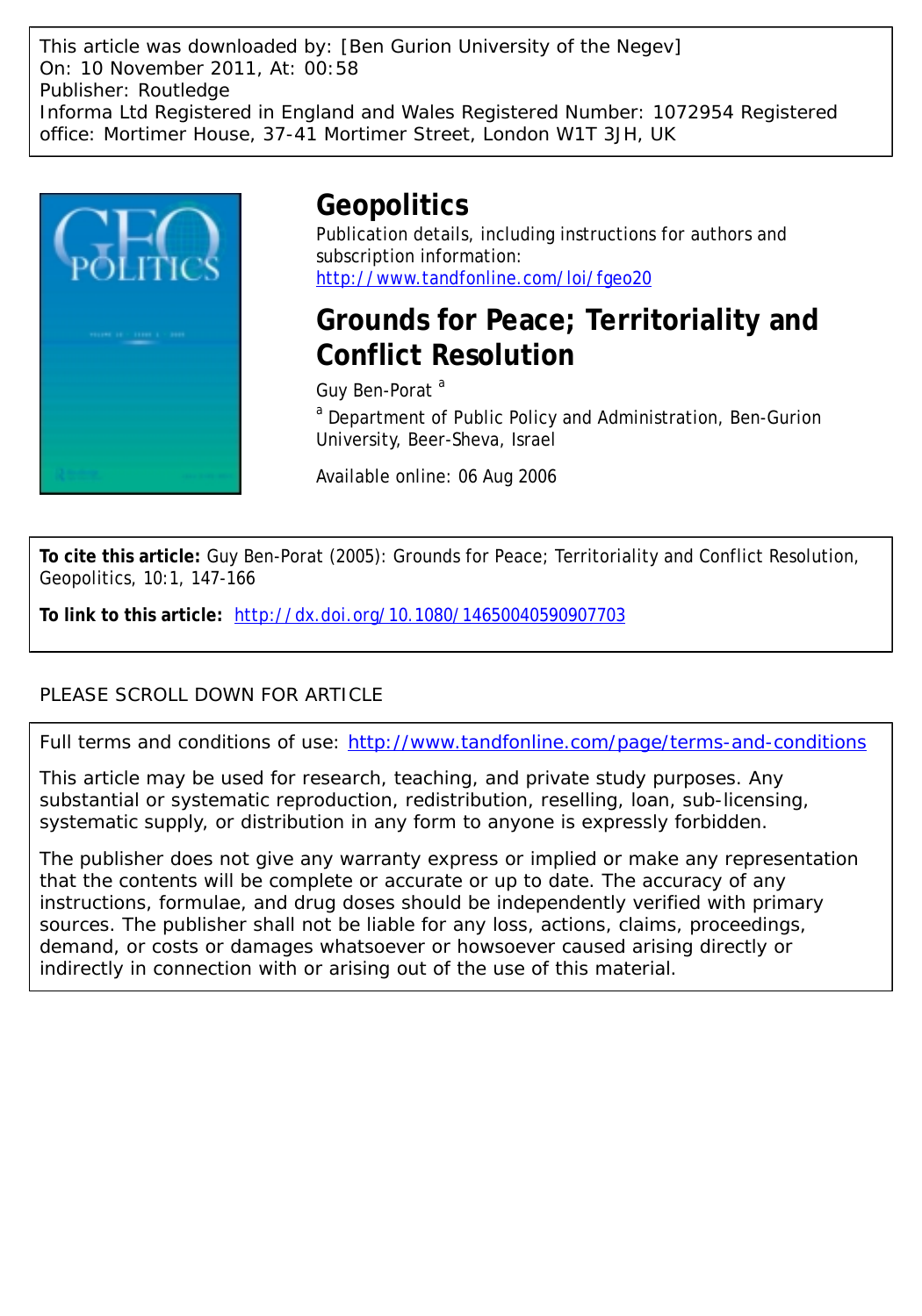This article was downloaded by: [Ben Gurion University of the Negev]
On: 10 November 2011, At: 00:58
Publisher: Routledge
Informa Ltd Registered in England and Wales Registered Number: 1072954 Registered office: Mortimer House, 37-41 Mortimer Street, London W1T 3JH, UK

# Geopolitics

Publication details, including instructions for authors and subscription information:
http://www.tandfonline.com/loi/fgeo20

## Grounds for Peace; Territoriality and Conflict Resolution

Guy Ben-Porat [a]

[a] Department of Public Policy and Administration, Ben-Gurion University, Beer-Sheva, Israel

Available online: 06 Aug 2006

**To cite this article:** Guy Ben-Porat (2005): Grounds for Peace; Territoriality and Conflict Resolution, Geopolitics, 10:1, 147-166

**To link to this article:** http://dx.doi.org/10.1080/14650040590907703

PLEASE SCROLL DOWN FOR ARTICLE

Full terms and conditions of use: http://www.tandfonline.com/page/terms-and-conditions

This article may be used for research, teaching, and private study purposes. Any substantial or systematic reproduction, redistribution, reselling, loan, sub-licensing, systematic supply, or distribution in any form to anyone is expressly forbidden.

The publisher does not give any warranty express or implied or make any representation that the contents will be complete or accurate or up to date. The accuracy of any instructions, formulae, and drug doses should be independently verified with primary sources. The publisher shall not be liable for any loss, actions, claims, proceedings, demand, or costs or damages whatsoever or howsoever caused arising directly or indirectly in connection with or arising out of the use of this material.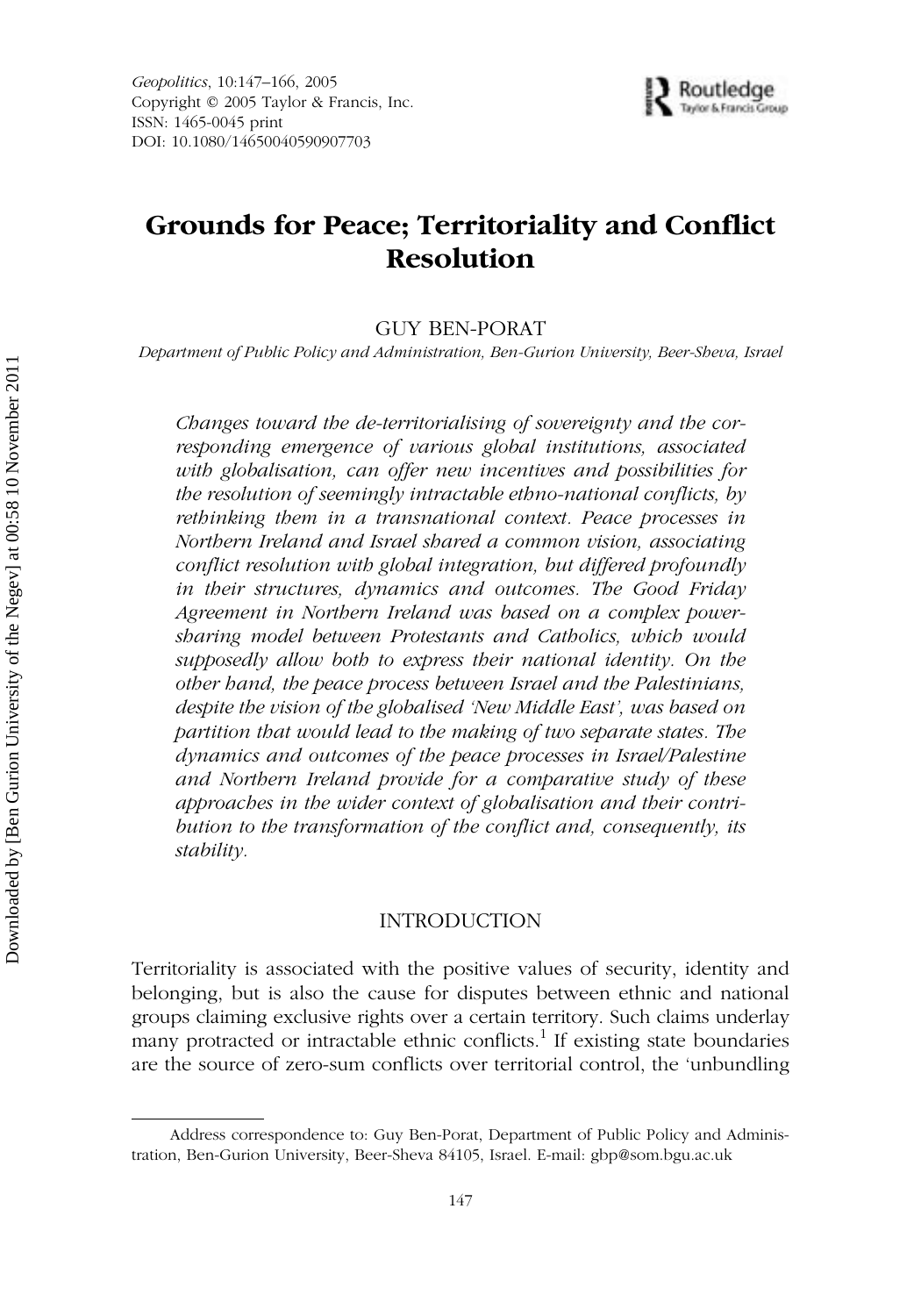# Grounds for Peace; Territoriality and Conflict Resolution

GUY BEN-PORAT

*Department of Public Policy and Administration, Ben-Gurion University, Beer-Sheva, Israel*

*Changes toward the de-territorialising of sovereignty and the corresponding emergence of various global institutions, associated with globalisation, can offer new incentives and possibilities for the resolution of seemingly intractable ethno-national conflicts, by rethinking them in a transnational context. Peace processes in Northern Ireland and Israel shared a common vision, associating conflict resolution with global integration, but differed profoundly in their structures, dynamics and outcomes. The Good Friday Agreement in Northern Ireland was based on a complex power-sharing model between Protestants and Catholics, which would supposedly allow both to express their national identity. On the other hand, the peace process between Israel and the Palestinians, despite the vision of the globalised 'New Middle East', was based on partition that would lead to the making of two separate states. The dynamics and outcomes of the peace processes in Israel/Palestine and Northern Ireland provide for a comparative study of these approaches in the wider context of globalisation and their contribution to the transformation of the conflict and, consequently, its stability.*

## INTRODUCTION

Territoriality is associated with the positive values of security, identity and belonging, but is also the cause for disputes between ethnic and national groups claiming exclusive rights over a certain territory. Such claims underlay many protracted or intractable ethnic conflicts.[1] If existing state boundaries are the source of zero-sum conflicts over territorial control, the 'unbundling

Address correspondence to: Guy Ben-Porat, Department of Public Policy and Administration, Ben-Gurion University, Beer-Sheva 84105, Israel. E-mail: gbp@som.bgu.ac.uk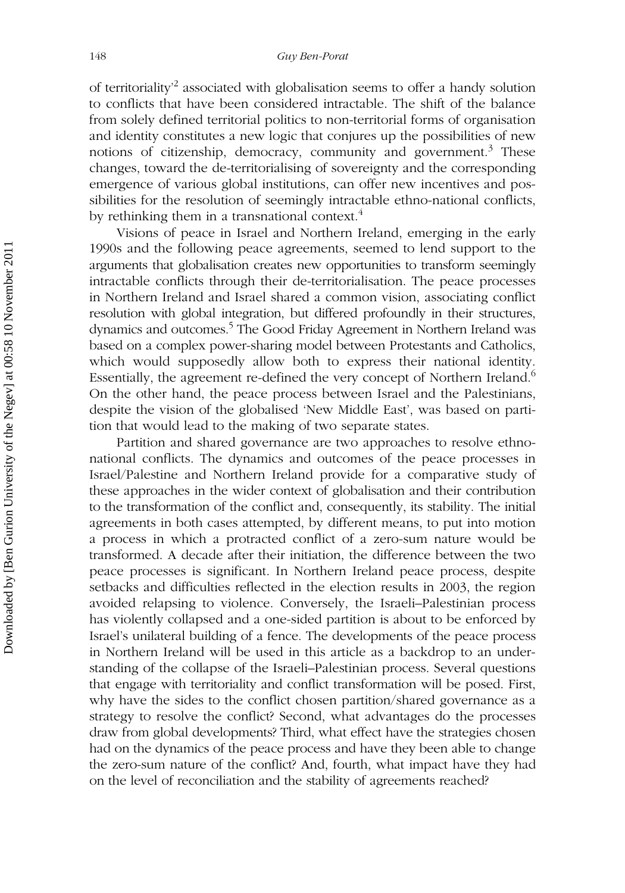of territoriality'[2] associated with globalisation seems to offer a handy solution to conflicts that have been considered intractable. The shift of the balance from solely defined territorial politics to non-territorial forms of organisation and identity constitutes a new logic that conjures up the possibilities of new notions of citizenship, democracy, community and government.[3] These changes, toward the de-territorialising of sovereignty and the corresponding emergence of various global institutions, can offer new incentives and possibilities for the resolution of seemingly intractable ethno-national conflicts, by rethinking them in a transnational context.[4]

Visions of peace in Israel and Northern Ireland, emerging in the early 1990s and the following peace agreements, seemed to lend support to the arguments that globalisation creates new opportunities to transform seemingly intractable conflicts through their de-territorialisation. The peace processes in Northern Ireland and Israel shared a common vision, associating conflict resolution with global integration, but differed profoundly in their structures, dynamics and outcomes.[5] The Good Friday Agreement in Northern Ireland was based on a complex power-sharing model between Protestants and Catholics, which would supposedly allow both to express their national identity. Essentially, the agreement re-defined the very concept of Northern Ireland.[6] On the other hand, the peace process between Israel and the Palestinians, despite the vision of the globalised 'New Middle East', was based on partition that would lead to the making of two separate states.

Partition and shared governance are two approaches to resolve ethno-national conflicts. The dynamics and outcomes of the peace processes in Israel/Palestine and Northern Ireland provide for a comparative study of these approaches in the wider context of globalisation and their contribution to the transformation of the conflict and, consequently, its stability. The initial agreements in both cases attempted, by different means, to put into motion a process in which a protracted conflict of a zero-sum nature would be transformed. A decade after their initiation, the difference between the two peace processes is significant. In Northern Ireland peace process, despite setbacks and difficulties reflected in the election results in 2003, the region avoided relapsing to violence. Conversely, the Israeli–Palestinian process has violently collapsed and a one-sided partition is about to be enforced by Israel's unilateral building of a fence. The developments of the peace process in Northern Ireland will be used in this article as a backdrop to an understanding of the collapse of the Israeli–Palestinian process. Several questions that engage with territoriality and conflict transformation will be posed. First, why have the sides to the conflict chosen partition/shared governance as a strategy to resolve the conflict? Second, what advantages do the processes draw from global developments? Third, what effect have the strategies chosen had on the dynamics of the peace process and have they been able to change the zero-sum nature of the conflict? And, fourth, what impact have they had on the level of reconciliation and the stability of agreements reached?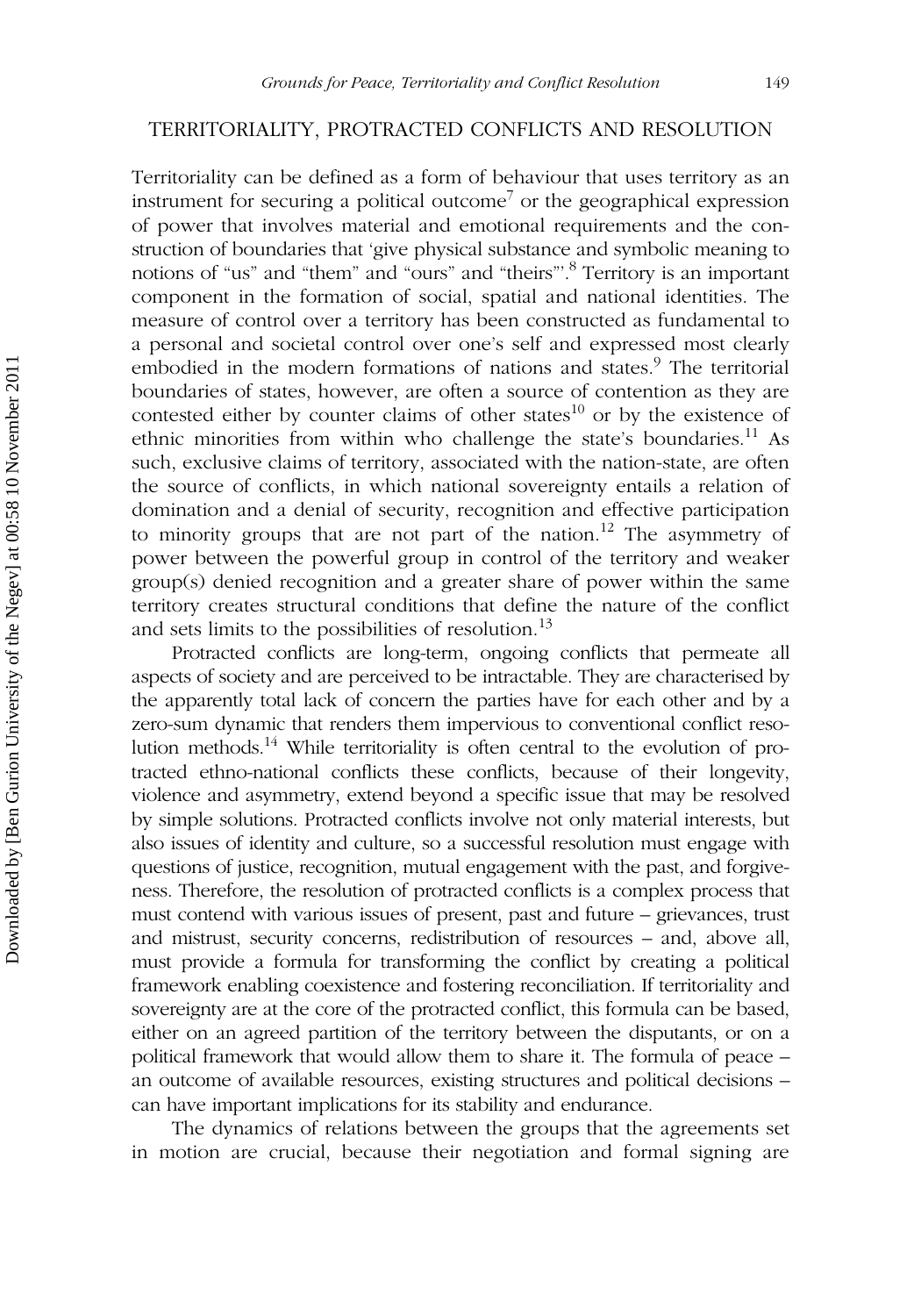## TERRITORIALITY, PROTRACTED CONFLICTS AND RESOLUTION

Territoriality can be defined as a form of behaviour that uses territory as an instrument for securing a political outcome[7] or the geographical expression of power that involves material and emotional requirements and the construction of boundaries that 'give physical substance and symbolic meaning to notions of "us" and "them" and "ours" and "theirs"'.[8] Territory is an important component in the formation of social, spatial and national identities. The measure of control over a territory has been constructed as fundamental to a personal and societal control over one's self and expressed most clearly embodied in the modern formations of nations and states.[9] The territorial boundaries of states, however, are often a source of contention as they are contested either by counter claims of other states[10] or by the existence of ethnic minorities from within who challenge the state's boundaries.[11] As such, exclusive claims of territory, associated with the nation-state, are often the source of conflicts, in which national sovereignty entails a relation of domination and a denial of security, recognition and effective participation to minority groups that are not part of the nation.[12] The asymmetry of power between the powerful group in control of the territory and weaker group(s) denied recognition and a greater share of power within the same territory creates structural conditions that define the nature of the conflict and sets limits to the possibilities of resolution.[13]

Protracted conflicts are long-term, ongoing conflicts that permeate all aspects of society and are perceived to be intractable. They are characterised by the apparently total lack of concern the parties have for each other and by a zero-sum dynamic that renders them impervious to conventional conflict resolution methods.[14] While territoriality is often central to the evolution of protracted ethno-national conflicts these conflicts, because of their longevity, violence and asymmetry, extend beyond a specific issue that may be resolved by simple solutions. Protracted conflicts involve not only material interests, but also issues of identity and culture, so a successful resolution must engage with questions of justice, recognition, mutual engagement with the past, and forgiveness. Therefore, the resolution of protracted conflicts is a complex process that must contend with various issues of present, past and future – grievances, trust and mistrust, security concerns, redistribution of resources – and, above all, must provide a formula for transforming the conflict by creating a political framework enabling coexistence and fostering reconciliation. If territoriality and sovereignty are at the core of the protracted conflict, this formula can be based, either on an agreed partition of the territory between the disputants, or on a political framework that would allow them to share it. The formula of peace – an outcome of available resources, existing structures and political decisions – can have important implications for its stability and endurance.

The dynamics of relations between the groups that the agreements set in motion are crucial, because their negotiation and formal signing are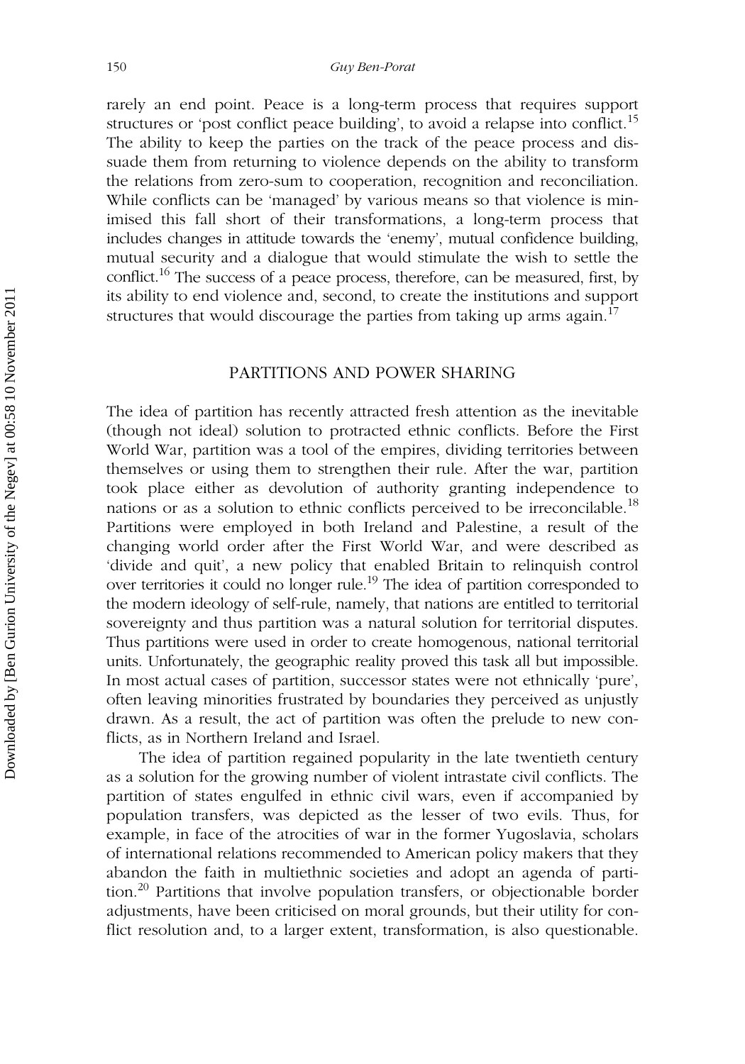rarely an end point. Peace is a long-term process that requires support structures or 'post conflict peace building', to avoid a relapse into conflict.[15] The ability to keep the parties on the track of the peace process and dissuade them from returning to violence depends on the ability to transform the relations from zero-sum to cooperation, recognition and reconciliation. While conflicts can be 'managed' by various means so that violence is minimised this fall short of their transformations, a long-term process that includes changes in attitude towards the 'enemy', mutual confidence building, mutual security and a dialogue that would stimulate the wish to settle the conflict.[16] The success of a peace process, therefore, can be measured, first, by its ability to end violence and, second, to create the institutions and support structures that would discourage the parties from taking up arms again.[17]

## PARTITIONS AND POWER SHARING

The idea of partition has recently attracted fresh attention as the inevitable (though not ideal) solution to protracted ethnic conflicts. Before the First World War, partition was a tool of the empires, dividing territories between themselves or using them to strengthen their rule. After the war, partition took place either as devolution of authority granting independence to nations or as a solution to ethnic conflicts perceived to be irreconcilable.[18] Partitions were employed in both Ireland and Palestine, a result of the changing world order after the First World War, and were described as 'divide and quit', a new policy that enabled Britain to relinquish control over territories it could no longer rule.[19] The idea of partition corresponded to the modern ideology of self-rule, namely, that nations are entitled to territorial sovereignty and thus partition was a natural solution for territorial disputes. Thus partitions were used in order to create homogenous, national territorial units. Unfortunately, the geographic reality proved this task all but impossible. In most actual cases of partition, successor states were not ethnically 'pure', often leaving minorities frustrated by boundaries they perceived as unjustly drawn. As a result, the act of partition was often the prelude to new conflicts, as in Northern Ireland and Israel.

The idea of partition regained popularity in the late twentieth century as a solution for the growing number of violent intrastate civil conflicts. The partition of states engulfed in ethnic civil wars, even if accompanied by population transfers, was depicted as the lesser of two evils. Thus, for example, in face of the atrocities of war in the former Yugoslavia, scholars of international relations recommended to American policy makers that they abandon the faith in multiethnic societies and adopt an agenda of partition.[20] Partitions that involve population transfers, or objectionable border adjustments, have been criticised on moral grounds, but their utility for conflict resolution and, to a larger extent, transformation, is also questionable.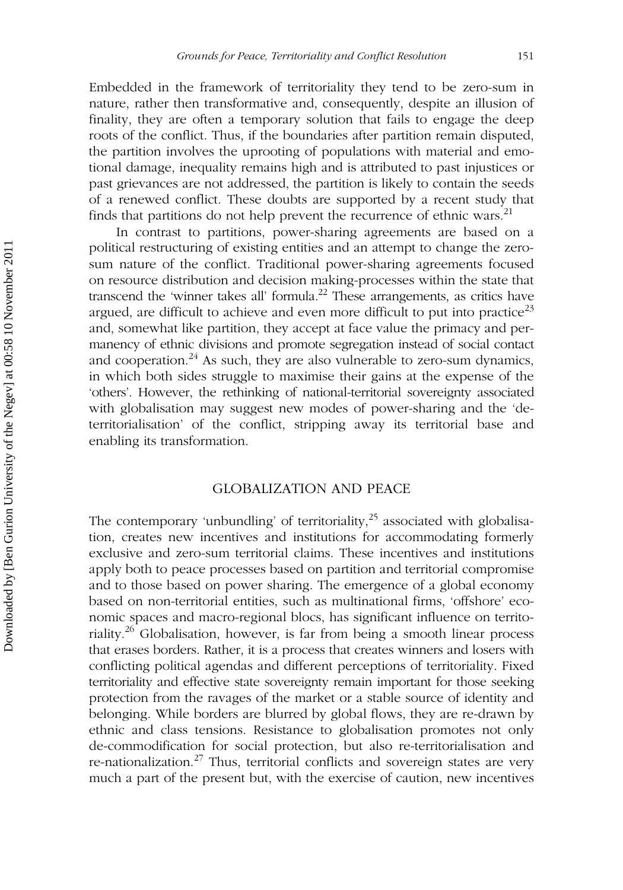Embedded in the framework of territoriality they tend to be zero-sum in nature, rather then transformative and, consequently, despite an illusion of finality, they are often a temporary solution that fails to engage the deep roots of the conflict. Thus, if the boundaries after partition remain disputed, the partition involves the uprooting of populations with material and emotional damage, inequality remains high and is attributed to past injustices or past grievances are not addressed, the partition is likely to contain the seeds of a renewed conflict. These doubts are supported by a recent study that finds that partitions do not help prevent the recurrence of ethnic wars.[21]

In contrast to partitions, power-sharing agreements are based on a political restructuring of existing entities and an attempt to change the zero-sum nature of the conflict. Traditional power-sharing agreements focused on resource distribution and decision making-processes within the state that transcend the 'winner takes all' formula.[22] These arrangements, as critics have argued, are difficult to achieve and even more difficult to put into practice[23] and, somewhat like partition, they accept at face value the primacy and permanency of ethnic divisions and promote segregation instead of social contact and cooperation.[24] As such, they are also vulnerable to zero-sum dynamics, in which both sides struggle to maximise their gains at the expense of the 'others'. However, the rethinking of national-territorial sovereignty associated with globalisation may suggest new modes of power-sharing and the 'de-territorialisation' of the conflict, stripping away its territorial base and enabling its transformation.

## GLOBALIZATION AND PEACE

The contemporary 'unbundling' of territoriality,[25] associated with globalisation, creates new incentives and institutions for accommodating formerly exclusive and zero-sum territorial claims. These incentives and institutions apply both to peace processes based on partition and territorial compromise and to those based on power sharing. The emergence of a global economy based on non-territorial entities, such as multinational firms, 'offshore' economic spaces and macro-regional blocs, has significant influence on territoriality.[26] Globalisation, however, is far from being a smooth linear process that erases borders. Rather, it is a process that creates winners and losers with conflicting political agendas and different perceptions of territoriality. Fixed territoriality and effective state sovereignty remain important for those seeking protection from the ravages of the market or a stable source of identity and belonging. While borders are blurred by global flows, they are re-drawn by ethnic and class tensions. Resistance to globalisation promotes not only de-commodification for social protection, but also re-territorialisation and re-nationalization.[27] Thus, territorial conflicts and sovereign states are very much a part of the present but, with the exercise of caution, new incentives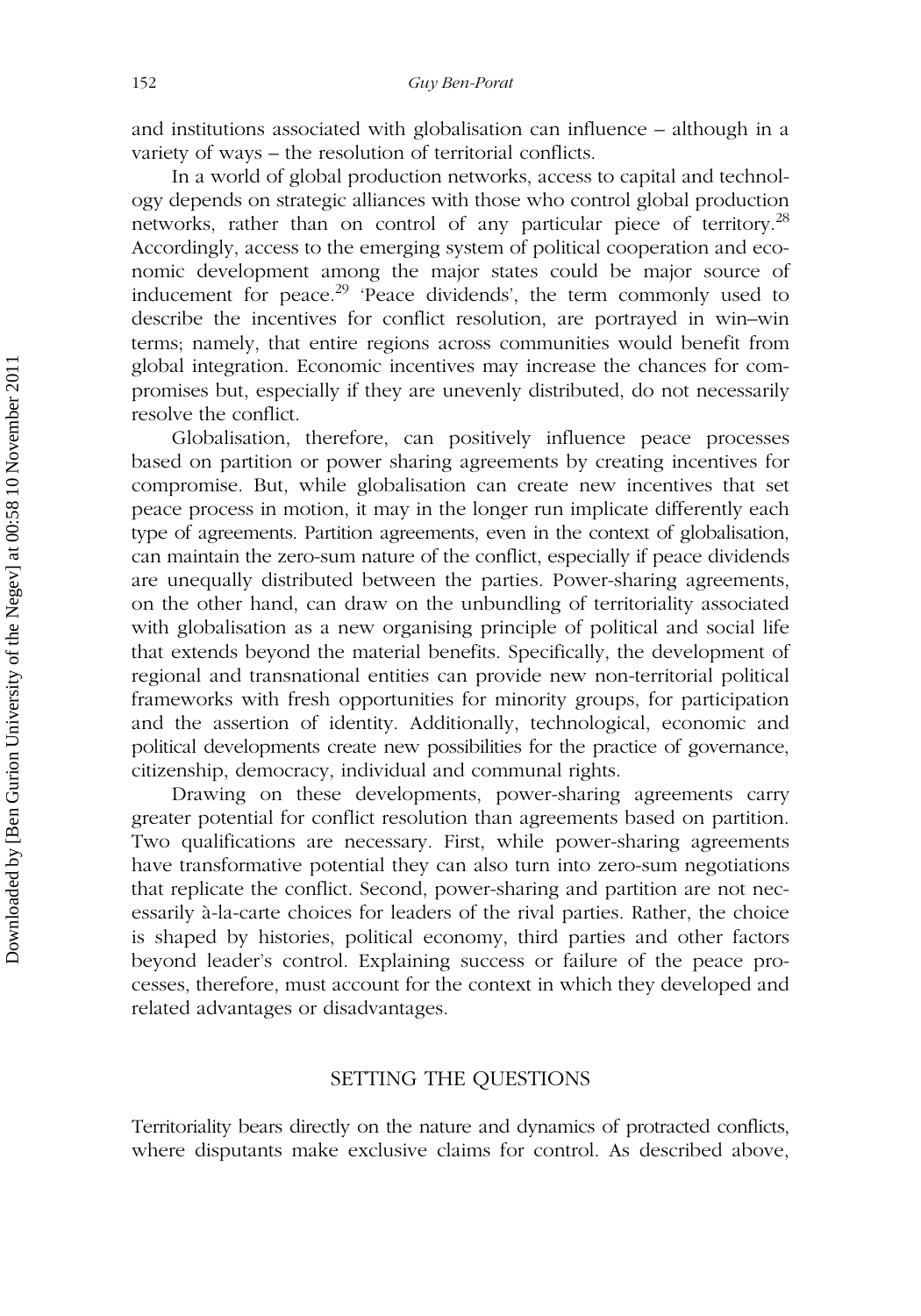and institutions associated with globalisation can influence – although in a variety of ways – the resolution of territorial conflicts.

In a world of global production networks, access to capital and technology depends on strategic alliances with those who control global production networks, rather than on control of any particular piece of territory.[28] Accordingly, access to the emerging system of political cooperation and economic development among the major states could be major source of inducement for peace.[29] 'Peace dividends', the term commonly used to describe the incentives for conflict resolution, are portrayed in win–win terms; namely, that entire regions across communities would benefit from global integration. Economic incentives may increase the chances for compromises but, especially if they are unevenly distributed, do not necessarily resolve the conflict.

Globalisation, therefore, can positively influence peace processes based on partition or power sharing agreements by creating incentives for compromise. But, while globalisation can create new incentives that set peace process in motion, it may in the longer run implicate differently each type of agreements. Partition agreements, even in the context of globalisation, can maintain the zero-sum nature of the conflict, especially if peace dividends are unequally distributed between the parties. Power-sharing agreements, on the other hand, can draw on the unbundling of territoriality associated with globalisation as a new organising principle of political and social life that extends beyond the material benefits. Specifically, the development of regional and transnational entities can provide new non-territorial political frameworks with fresh opportunities for minority groups, for participation and the assertion of identity. Additionally, technological, economic and political developments create new possibilities for the practice of governance, citizenship, democracy, individual and communal rights.

Drawing on these developments, power-sharing agreements carry greater potential for conflict resolution than agreements based on partition. Two qualifications are necessary. First, while power-sharing agreements have transformative potential they can also turn into zero-sum negotiations that replicate the conflict. Second, power-sharing and partition are not necessarily à-la-carte choices for leaders of the rival parties. Rather, the choice is shaped by histories, political economy, third parties and other factors beyond leader's control. Explaining success or failure of the peace processes, therefore, must account for the context in which they developed and related advantages or disadvantages.

## SETTING THE QUESTIONS

Territoriality bears directly on the nature and dynamics of protracted conflicts, where disputants make exclusive claims for control. As described above,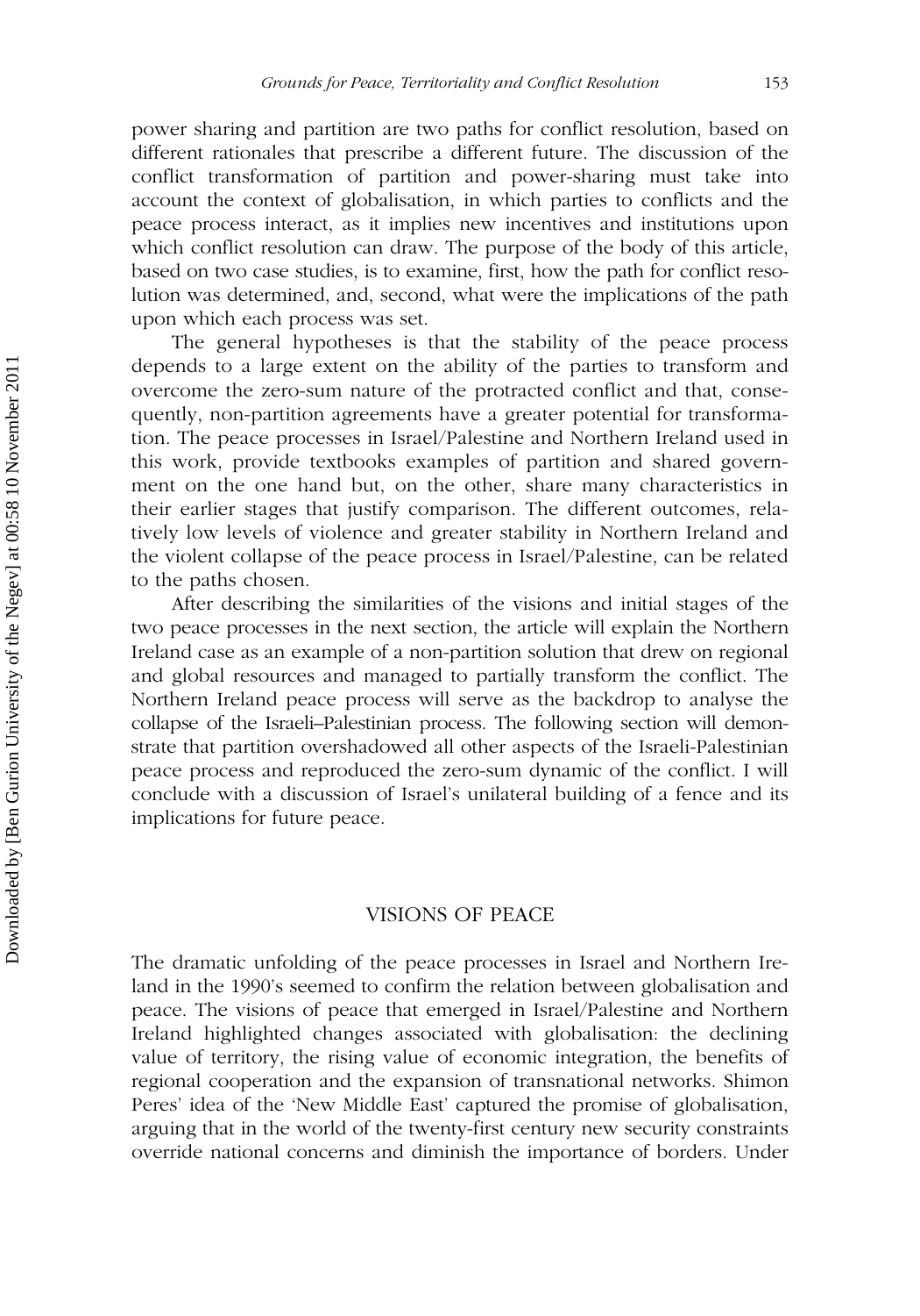power sharing and partition are two paths for conflict resolution, based on different rationales that prescribe a different future. The discussion of the conflict transformation of partition and power-sharing must take into account the context of globalisation, in which parties to conflicts and the peace process interact, as it implies new incentives and institutions upon which conflict resolution can draw. The purpose of the body of this article, based on two case studies, is to examine, first, how the path for conflict resolution was determined, and, second, what were the implications of the path upon which each process was set.

The general hypotheses is that the stability of the peace process depends to a large extent on the ability of the parties to transform and overcome the zero-sum nature of the protracted conflict and that, consequently, non-partition agreements have a greater potential for transformation. The peace processes in Israel/Palestine and Northern Ireland used in this work, provide textbooks examples of partition and shared government on the one hand but, on the other, share many characteristics in their earlier stages that justify comparison. The different outcomes, relatively low levels of violence and greater stability in Northern Ireland and the violent collapse of the peace process in Israel/Palestine, can be related to the paths chosen.

After describing the similarities of the visions and initial stages of the two peace processes in the next section, the article will explain the Northern Ireland case as an example of a non-partition solution that drew on regional and global resources and managed to partially transform the conflict. The Northern Ireland peace process will serve as the backdrop to analyse the collapse of the Israeli–Palestinian process. The following section will demonstrate that partition overshadowed all other aspects of the Israeli-Palestinian peace process and reproduced the zero-sum dynamic of the conflict. I will conclude with a discussion of Israel's unilateral building of a fence and its implications for future peace.

## VISIONS OF PEACE

The dramatic unfolding of the peace processes in Israel and Northern Ireland in the 1990's seemed to confirm the relation between globalisation and peace. The visions of peace that emerged in Israel/Palestine and Northern Ireland highlighted changes associated with globalisation: the declining value of territory, the rising value of economic integration, the benefits of regional cooperation and the expansion of transnational networks. Shimon Peres' idea of the 'New Middle East' captured the promise of globalisation, arguing that in the world of the twenty-first century new security constraints override national concerns and diminish the importance of borders. Under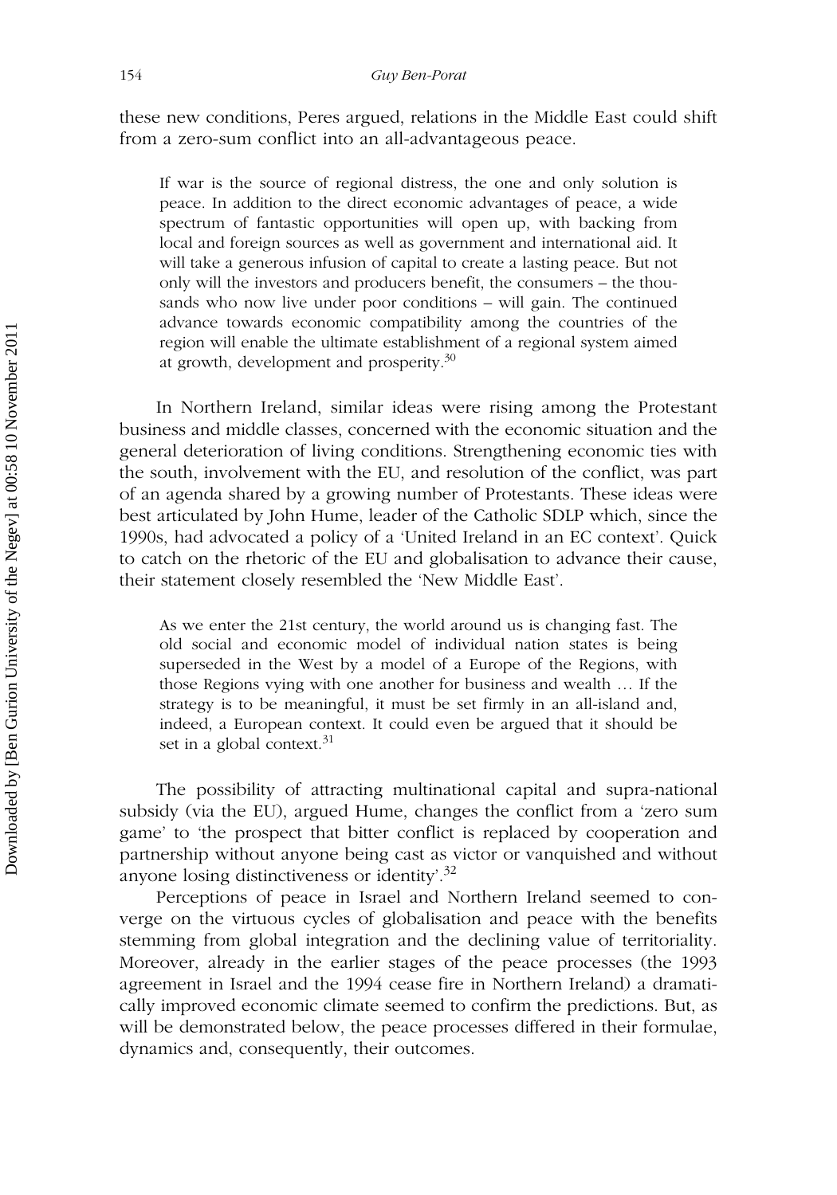these new conditions, Peres argued, relations in the Middle East could shift from a zero-sum conflict into an all-advantageous peace.

> If war is the source of regional distress, the one and only solution is peace. In addition to the direct economic advantages of peace, a wide spectrum of fantastic opportunities will open up, with backing from local and foreign sources as well as government and international aid. It will take a generous infusion of capital to create a lasting peace. But not only will the investors and producers benefit, the consumers – the thousands who now live under poor conditions – will gain. The continued advance towards economic compatibility among the countries of the region will enable the ultimate establishment of a regional system aimed at growth, development and prosperity.[30]

In Northern Ireland, similar ideas were rising among the Protestant business and middle classes, concerned with the economic situation and the general deterioration of living conditions. Strengthening economic ties with the south, involvement with the EU, and resolution of the conflict, was part of an agenda shared by a growing number of Protestants. These ideas were best articulated by John Hume, leader of the Catholic SDLP which, since the 1990s, had advocated a policy of a 'United Ireland in an EC context'. Quick to catch on the rhetoric of the EU and globalisation to advance their cause, their statement closely resembled the 'New Middle East'.

> As we enter the 21st century, the world around us is changing fast. The old social and economic model of individual nation states is being superseded in the West by a model of a Europe of the Regions, with those Regions vying with one another for business and wealth … If the strategy is to be meaningful, it must be set firmly in an all-island and, indeed, a European context. It could even be argued that it should be set in a global context.[31]

The possibility of attracting multinational capital and supra-national subsidy (via the EU), argued Hume, changes the conflict from a 'zero sum game' to 'the prospect that bitter conflict is replaced by cooperation and partnership without anyone being cast as victor or vanquished and without anyone losing distinctiveness or identity'.[32]

Perceptions of peace in Israel and Northern Ireland seemed to converge on the virtuous cycles of globalisation and peace with the benefits stemming from global integration and the declining value of territoriality. Moreover, already in the earlier stages of the peace processes (the 1993 agreement in Israel and the 1994 cease fire in Northern Ireland) a dramatically improved economic climate seemed to confirm the predictions. But, as will be demonstrated below, the peace processes differed in their formulae, dynamics and, consequently, their outcomes.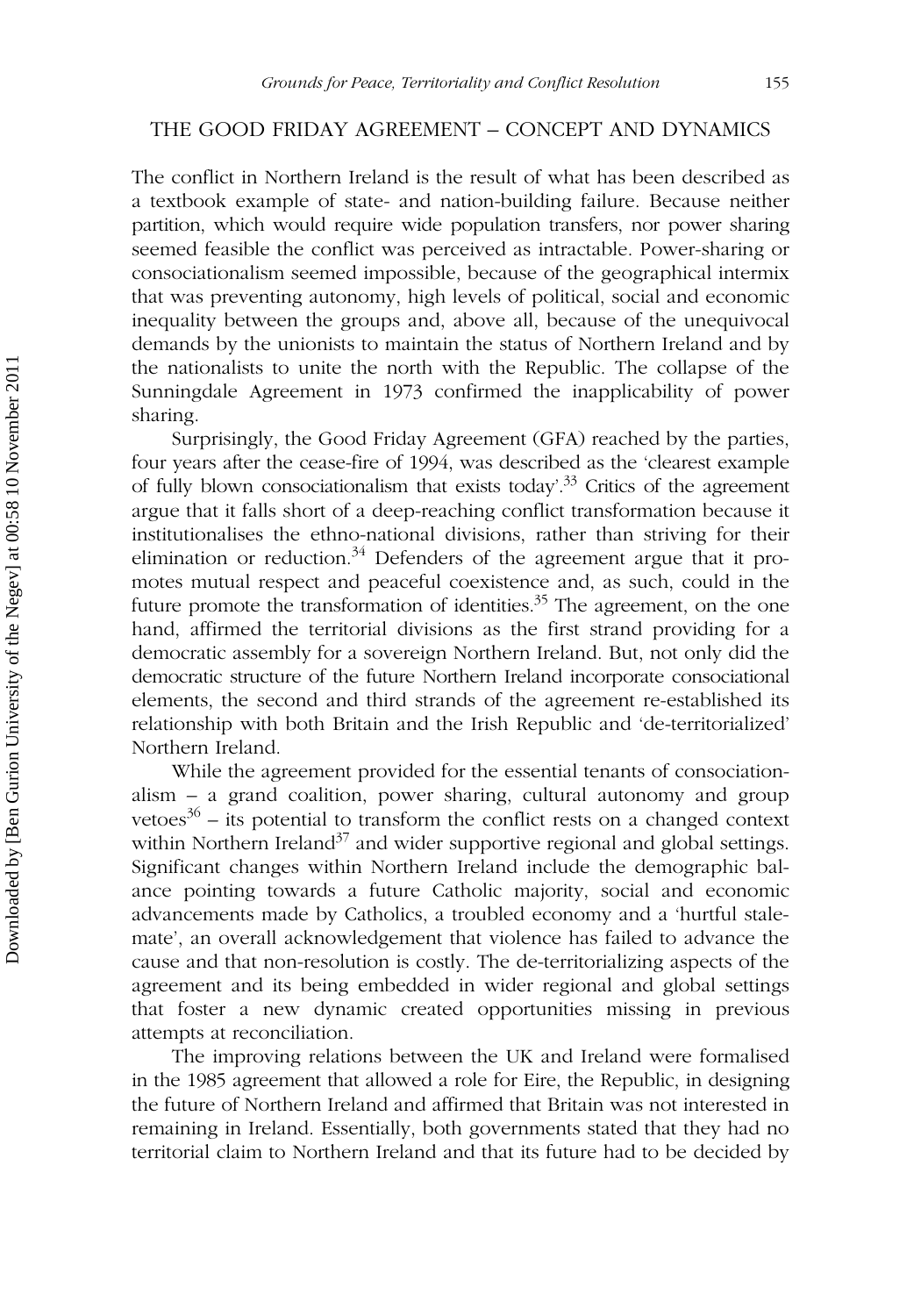## THE GOOD FRIDAY AGREEMENT – CONCEPT AND DYNAMICS

The conflict in Northern Ireland is the result of what has been described as a textbook example of state- and nation-building failure. Because neither partition, which would require wide population transfers, nor power sharing seemed feasible the conflict was perceived as intractable. Power-sharing or consociationalism seemed impossible, because of the geographical intermix that was preventing autonomy, high levels of political, social and economic inequality between the groups and, above all, because of the unequivocal demands by the unionists to maintain the status of Northern Ireland and by the nationalists to unite the north with the Republic. The collapse of the Sunningdale Agreement in 1973 confirmed the inapplicability of power sharing.

Surprisingly, the Good Friday Agreement (GFA) reached by the parties, four years after the cease-fire of 1994, was described as the 'clearest example of fully blown consociationalism that exists today'.[33] Critics of the agreement argue that it falls short of a deep-reaching conflict transformation because it institutionalises the ethno-national divisions, rather than striving for their elimination or reduction.[34] Defenders of the agreement argue that it promotes mutual respect and peaceful coexistence and, as such, could in the future promote the transformation of identities.[35] The agreement, on the one hand, affirmed the territorial divisions as the first strand providing for a democratic assembly for a sovereign Northern Ireland. But, not only did the democratic structure of the future Northern Ireland incorporate consociational elements, the second and third strands of the agreement re-established its relationship with both Britain and the Irish Republic and 'de-territorialized' Northern Ireland.

While the agreement provided for the essential tenants of consociationalism – a grand coalition, power sharing, cultural autonomy and group vetoes[36] – its potential to transform the conflict rests on a changed context within Northern Ireland[37] and wider supportive regional and global settings. Significant changes within Northern Ireland include the demographic balance pointing towards a future Catholic majority, social and economic advancements made by Catholics, a troubled economy and a 'hurtful stalemate', an overall acknowledgement that violence has failed to advance the cause and that non-resolution is costly. The de-territorializing aspects of the agreement and its being embedded in wider regional and global settings that foster a new dynamic created opportunities missing in previous attempts at reconciliation.

The improving relations between the UK and Ireland were formalised in the 1985 agreement that allowed a role for Eire, the Republic, in designing the future of Northern Ireland and affirmed that Britain was not interested in remaining in Ireland. Essentially, both governments stated that they had no territorial claim to Northern Ireland and that its future had to be decided by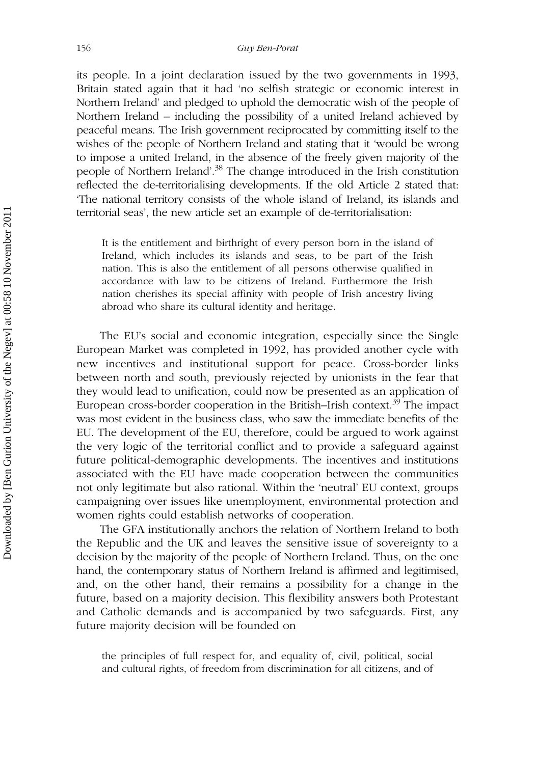its people. In a joint declaration issued by the two governments in 1993, Britain stated again that it had 'no selfish strategic or economic interest in Northern Ireland' and pledged to uphold the democratic wish of the people of Northern Ireland – including the possibility of a united Ireland achieved by peaceful means. The Irish government reciprocated by committing itself to the wishes of the people of Northern Ireland and stating that it 'would be wrong to impose a united Ireland, in the absence of the freely given majority of the people of Northern Ireland'.[38] The change introduced in the Irish constitution reflected the de-territorialising developments. If the old Article 2 stated that: 'The national territory consists of the whole island of Ireland, its islands and territorial seas', the new article set an example of de-territorialisation:

> It is the entitlement and birthright of every person born in the island of Ireland, which includes its islands and seas, to be part of the Irish nation. This is also the entitlement of all persons otherwise qualified in accordance with law to be citizens of Ireland. Furthermore the Irish nation cherishes its special affinity with people of Irish ancestry living abroad who share its cultural identity and heritage.

The EU's social and economic integration, especially since the Single European Market was completed in 1992, has provided another cycle with new incentives and institutional support for peace. Cross-border links between north and south, previously rejected by unionists in the fear that they would lead to unification, could now be presented as an application of European cross-border cooperation in the British–Irish context.[39] The impact was most evident in the business class, who saw the immediate benefits of the EU. The development of the EU, therefore, could be argued to work against the very logic of the territorial conflict and to provide a safeguard against future political-demographic developments. The incentives and institutions associated with the EU have made cooperation between the communities not only legitimate but also rational. Within the 'neutral' EU context, groups campaigning over issues like unemployment, environmental protection and women rights could establish networks of cooperation.

The GFA institutionally anchors the relation of Northern Ireland to both the Republic and the UK and leaves the sensitive issue of sovereignty to a decision by the majority of the people of Northern Ireland. Thus, on the one hand, the contemporary status of Northern Ireland is affirmed and legitimised, and, on the other hand, their remains a possibility for a change in the future, based on a majority decision. This flexibility answers both Protestant and Catholic demands and is accompanied by two safeguards. First, any future majority decision will be founded on

> the principles of full respect for, and equality of, civil, political, social and cultural rights, of freedom from discrimination for all citizens, and of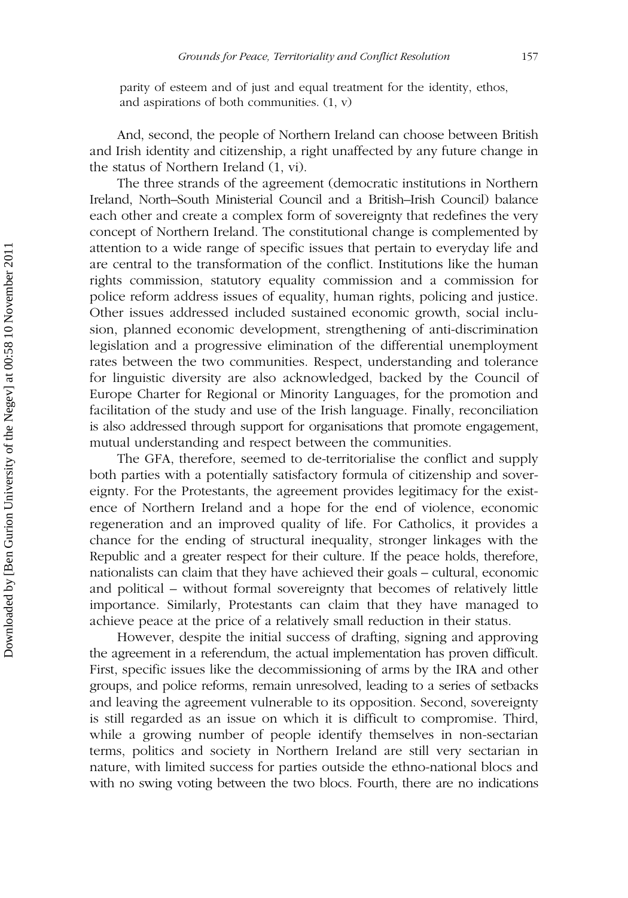parity of esteem and of just and equal treatment for the identity, ethos, and aspirations of both communities. (1, v)

And, second, the people of Northern Ireland can choose between British and Irish identity and citizenship, a right unaffected by any future change in the status of Northern Ireland (1, vi).

The three strands of the agreement (democratic institutions in Northern Ireland, North–South Ministerial Council and a British–Irish Council) balance each other and create a complex form of sovereignty that redefines the very concept of Northern Ireland. The constitutional change is complemented by attention to a wide range of specific issues that pertain to everyday life and are central to the transformation of the conflict. Institutions like the human rights commission, statutory equality commission and a commission for police reform address issues of equality, human rights, policing and justice. Other issues addressed included sustained economic growth, social inclusion, planned economic development, strengthening of anti-discrimination legislation and a progressive elimination of the differential unemployment rates between the two communities. Respect, understanding and tolerance for linguistic diversity are also acknowledged, backed by the Council of Europe Charter for Regional or Minority Languages, for the promotion and facilitation of the study and use of the Irish language. Finally, reconciliation is also addressed through support for organisations that promote engagement, mutual understanding and respect between the communities.

The GFA, therefore, seemed to de-territorialise the conflict and supply both parties with a potentially satisfactory formula of citizenship and sovereignty. For the Protestants, the agreement provides legitimacy for the existence of Northern Ireland and a hope for the end of violence, economic regeneration and an improved quality of life. For Catholics, it provides a chance for the ending of structural inequality, stronger linkages with the Republic and a greater respect for their culture. If the peace holds, therefore, nationalists can claim that they have achieved their goals – cultural, economic and political – without formal sovereignty that becomes of relatively little importance. Similarly, Protestants can claim that they have managed to achieve peace at the price of a relatively small reduction in their status.

However, despite the initial success of drafting, signing and approving the agreement in a referendum, the actual implementation has proven difficult. First, specific issues like the decommissioning of arms by the IRA and other groups, and police reforms, remain unresolved, leading to a series of setbacks and leaving the agreement vulnerable to its opposition. Second, sovereignty is still regarded as an issue on which it is difficult to compromise. Third, while a growing number of people identify themselves in non-sectarian terms, politics and society in Northern Ireland are still very sectarian in nature, with limited success for parties outside the ethno-national blocs and with no swing voting between the two blocs. Fourth, there are no indications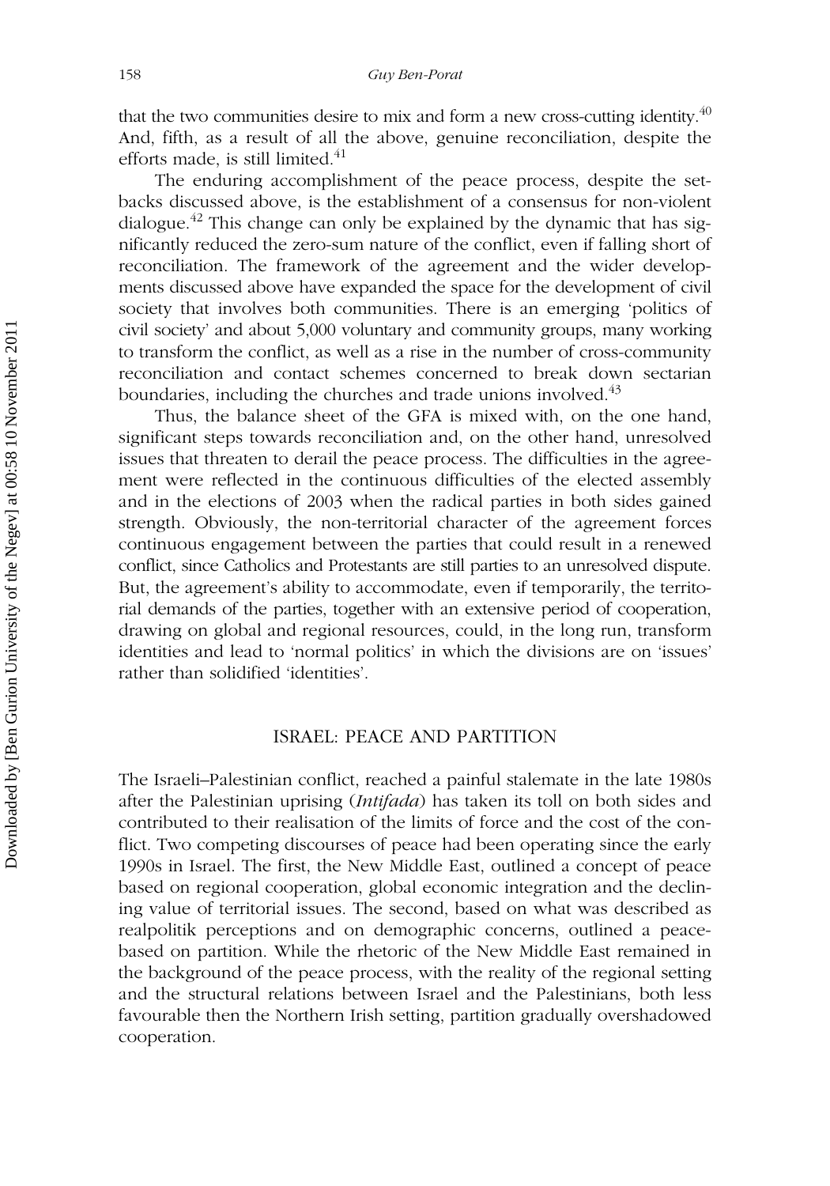that the two communities desire to mix and form a new cross-cutting identity.[40] And, fifth, as a result of all the above, genuine reconciliation, despite the efforts made, is still limited.[41]

The enduring accomplishment of the peace process, despite the setbacks discussed above, is the establishment of a consensus for non-violent dialogue.[42] This change can only be explained by the dynamic that has significantly reduced the zero-sum nature of the conflict, even if falling short of reconciliation. The framework of the agreement and the wider developments discussed above have expanded the space for the development of civil society that involves both communities. There is an emerging 'politics of civil society' and about 5,000 voluntary and community groups, many working to transform the conflict, as well as a rise in the number of cross-community reconciliation and contact schemes concerned to break down sectarian boundaries, including the churches and trade unions involved.[43]

Thus, the balance sheet of the GFA is mixed with, on the one hand, significant steps towards reconciliation and, on the other hand, unresolved issues that threaten to derail the peace process. The difficulties in the agreement were reflected in the continuous difficulties of the elected assembly and in the elections of 2003 when the radical parties in both sides gained strength. Obviously, the non-territorial character of the agreement forces continuous engagement between the parties that could result in a renewed conflict, since Catholics and Protestants are still parties to an unresolved dispute. But, the agreement's ability to accommodate, even if temporarily, the territorial demands of the parties, together with an extensive period of cooperation, drawing on global and regional resources, could, in the long run, transform identities and lead to 'normal politics' in which the divisions are on 'issues' rather than solidified 'identities'.

## ISRAEL: PEACE AND PARTITION

The Israeli–Palestinian conflict, reached a painful stalemate in the late 1980s after the Palestinian uprising (*Intifada*) has taken its toll on both sides and contributed to their realisation of the limits of force and the cost of the conflict. Two competing discourses of peace had been operating since the early 1990s in Israel. The first, the New Middle East, outlined a concept of peace based on regional cooperation, global economic integration and the declining value of territorial issues. The second, based on what was described as realpolitik perceptions and on demographic concerns, outlined a peace-based on partition. While the rhetoric of the New Middle East remained in the background of the peace process, with the reality of the regional setting and the structural relations between Israel and the Palestinians, both less favourable then the Northern Irish setting, partition gradually overshadowed cooperation.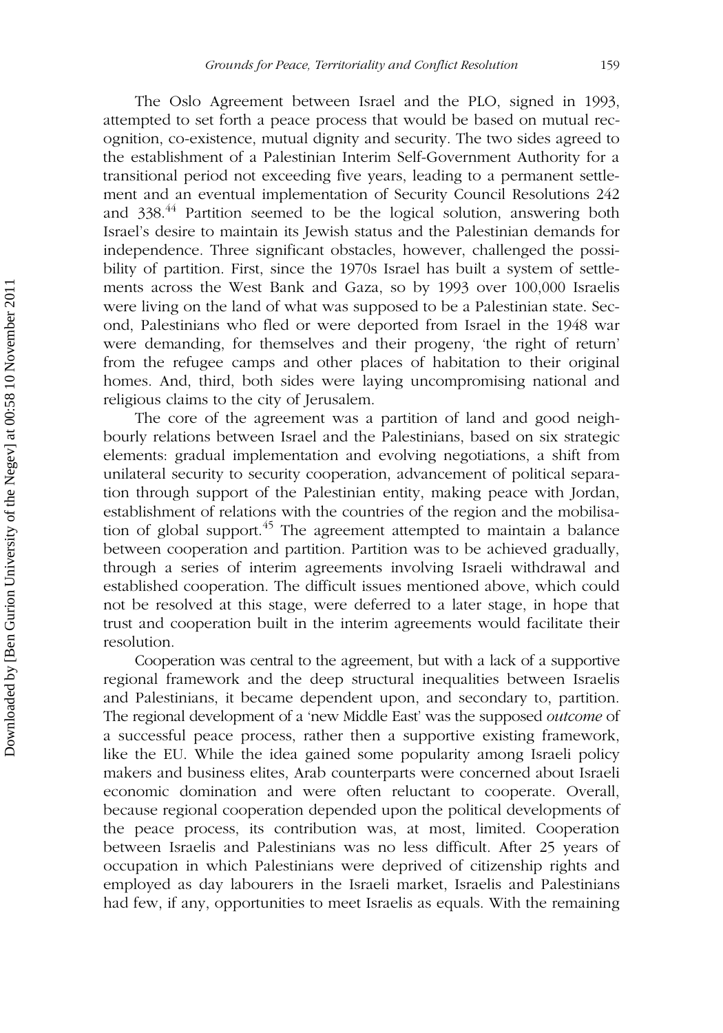The Oslo Agreement between Israel and the PLO, signed in 1993, attempted to set forth a peace process that would be based on mutual recognition, co-existence, mutual dignity and security. The two sides agreed to the establishment of a Palestinian Interim Self-Government Authority for a transitional period not exceeding five years, leading to a permanent settlement and an eventual implementation of Security Council Resolutions 242 and 338.[44] Partition seemed to be the logical solution, answering both Israel's desire to maintain its Jewish status and the Palestinian demands for independence. Three significant obstacles, however, challenged the possibility of partition. First, since the 1970s Israel has built a system of settlements across the West Bank and Gaza, so by 1993 over 100,000 Israelis were living on the land of what was supposed to be a Palestinian state. Second, Palestinians who fled or were deported from Israel in the 1948 war were demanding, for themselves and their progeny, 'the right of return' from the refugee camps and other places of habitation to their original homes. And, third, both sides were laying uncompromising national and religious claims to the city of Jerusalem.

The core of the agreement was a partition of land and good neighbourly relations between Israel and the Palestinians, based on six strategic elements: gradual implementation and evolving negotiations, a shift from unilateral security to security cooperation, advancement of political separation through support of the Palestinian entity, making peace with Jordan, establishment of relations with the countries of the region and the mobilisation of global support.[45] The agreement attempted to maintain a balance between cooperation and partition. Partition was to be achieved gradually, through a series of interim agreements involving Israeli withdrawal and established cooperation. The difficult issues mentioned above, which could not be resolved at this stage, were deferred to a later stage, in hope that trust and cooperation built in the interim agreements would facilitate their resolution.

Cooperation was central to the agreement, but with a lack of a supportive regional framework and the deep structural inequalities between Israelis and Palestinians, it became dependent upon, and secondary to, partition. The regional development of a 'new Middle East' was the supposed *outcome* of a successful peace process, rather then a supportive existing framework, like the EU. While the idea gained some popularity among Israeli policy makers and business elites, Arab counterparts were concerned about Israeli economic domination and were often reluctant to cooperate. Overall, because regional cooperation depended upon the political developments of the peace process, its contribution was, at most, limited. Cooperation between Israelis and Palestinians was no less difficult. After 25 years of occupation in which Palestinians were deprived of citizenship rights and employed as day labourers in the Israeli market, Israelis and Palestinians had few, if any, opportunities to meet Israelis as equals. With the remaining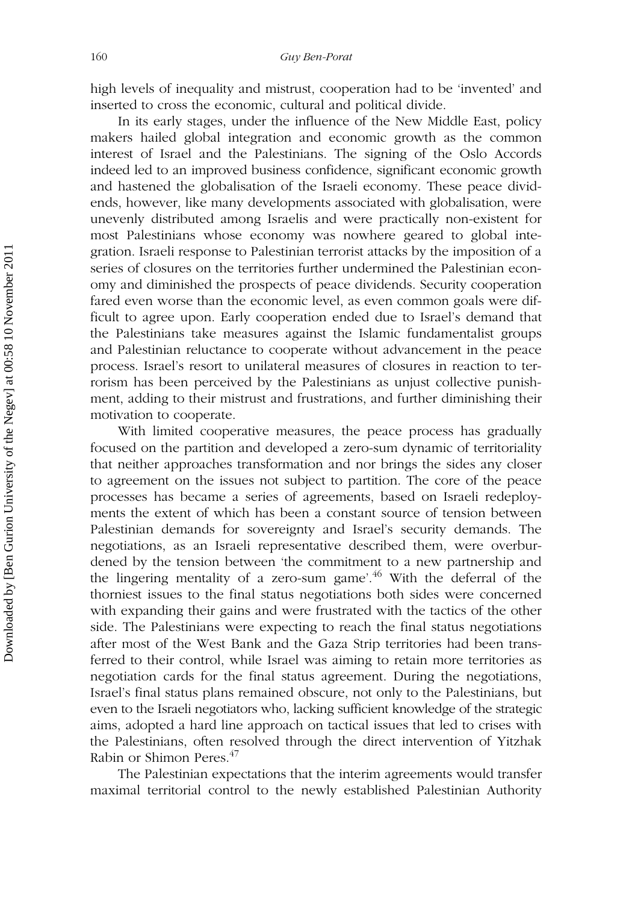high levels of inequality and mistrust, cooperation had to be 'invented' and inserted to cross the economic, cultural and political divide.

In its early stages, under the influence of the New Middle East, policy makers hailed global integration and economic growth as the common interest of Israel and the Palestinians. The signing of the Oslo Accords indeed led to an improved business confidence, significant economic growth and hastened the globalisation of the Israeli economy. These peace dividends, however, like many developments associated with globalisation, were unevenly distributed among Israelis and were practically non-existent for most Palestinians whose economy was nowhere geared to global integration. Israeli response to Palestinian terrorist attacks by the imposition of a series of closures on the territories further undermined the Palestinian economy and diminished the prospects of peace dividends. Security cooperation fared even worse than the economic level, as even common goals were difficult to agree upon. Early cooperation ended due to Israel's demand that the Palestinians take measures against the Islamic fundamentalist groups and Palestinian reluctance to cooperate without advancement in the peace process. Israel's resort to unilateral measures of closures in reaction to terrorism has been perceived by the Palestinians as unjust collective punishment, adding to their mistrust and frustrations, and further diminishing their motivation to cooperate.

With limited cooperative measures, the peace process has gradually focused on the partition and developed a zero-sum dynamic of territoriality that neither approaches transformation and nor brings the sides any closer to agreement on the issues not subject to partition. The core of the peace processes has became a series of agreements, based on Israeli redeployments the extent of which has been a constant source of tension between Palestinian demands for sovereignty and Israel's security demands. The negotiations, as an Israeli representative described them, were overburdened by the tension between 'the commitment to a new partnership and the lingering mentality of a zero-sum game'.[46] With the deferral of the thorniest issues to the final status negotiations both sides were concerned with expanding their gains and were frustrated with the tactics of the other side. The Palestinians were expecting to reach the final status negotiations after most of the West Bank and the Gaza Strip territories had been transferred to their control, while Israel was aiming to retain more territories as negotiation cards for the final status agreement. During the negotiations, Israel's final status plans remained obscure, not only to the Palestinians, but even to the Israeli negotiators who, lacking sufficient knowledge of the strategic aims, adopted a hard line approach on tactical issues that led to crises with the Palestinians, often resolved through the direct intervention of Yitzhak Rabin or Shimon Peres.[47]

The Palestinian expectations that the interim agreements would transfer maximal territorial control to the newly established Palestinian Authority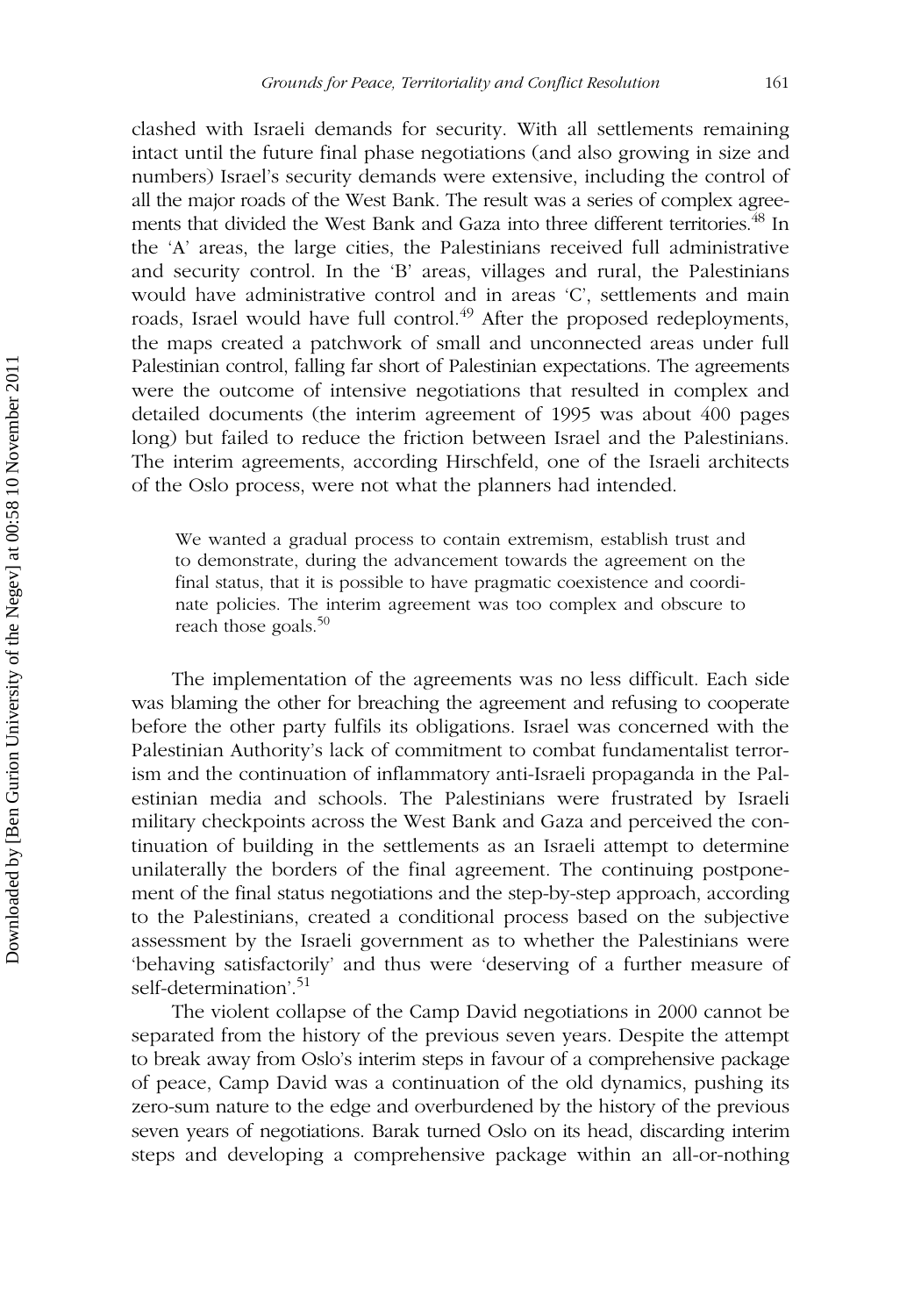clashed with Israeli demands for security. With all settlements remaining intact until the future final phase negotiations (and also growing in size and numbers) Israel's security demands were extensive, including the control of all the major roads of the West Bank. The result was a series of complex agreements that divided the West Bank and Gaza into three different territories.[48] In the 'A' areas, the large cities, the Palestinians received full administrative and security control. In the 'B' areas, villages and rural, the Palestinians would have administrative control and in areas 'C', settlements and main roads, Israel would have full control.[49] After the proposed redeployments, the maps created a patchwork of small and unconnected areas under full Palestinian control, falling far short of Palestinian expectations. The agreements were the outcome of intensive negotiations that resulted in complex and detailed documents (the interim agreement of 1995 was about 400 pages long) but failed to reduce the friction between Israel and the Palestinians. The interim agreements, according Hirschfeld, one of the Israeli architects of the Oslo process, were not what the planners had intended.

> We wanted a gradual process to contain extremism, establish trust and to demonstrate, during the advancement towards the agreement on the final status, that it is possible to have pragmatic coexistence and coordinate policies. The interim agreement was too complex and obscure to reach those goals.[50]

The implementation of the agreements was no less difficult. Each side was blaming the other for breaching the agreement and refusing to cooperate before the other party fulfils its obligations. Israel was concerned with the Palestinian Authority's lack of commitment to combat fundamentalist terrorism and the continuation of inflammatory anti-Israeli propaganda in the Palestinian media and schools. The Palestinians were frustrated by Israeli military checkpoints across the West Bank and Gaza and perceived the continuation of building in the settlements as an Israeli attempt to determine unilaterally the borders of the final agreement. The continuing postponement of the final status negotiations and the step-by-step approach, according to the Palestinians, created a conditional process based on the subjective assessment by the Israeli government as to whether the Palestinians were 'behaving satisfactorily' and thus were 'deserving of a further measure of self-determination'.[51]

The violent collapse of the Camp David negotiations in 2000 cannot be separated from the history of the previous seven years. Despite the attempt to break away from Oslo's interim steps in favour of a comprehensive package of peace, Camp David was a continuation of the old dynamics, pushing its zero-sum nature to the edge and overburdened by the history of the previous seven years of negotiations. Barak turned Oslo on its head, discarding interim steps and developing a comprehensive package within an all-or-nothing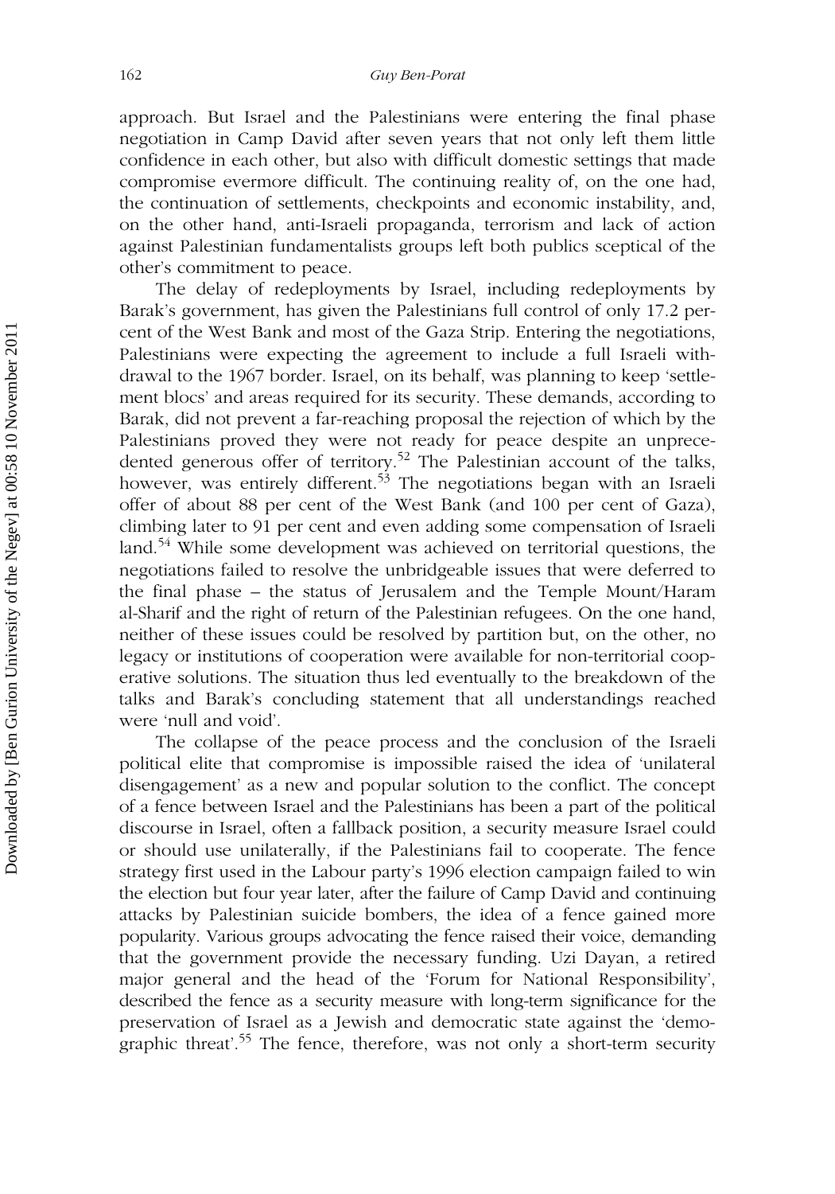approach. But Israel and the Palestinians were entering the final phase negotiation in Camp David after seven years that not only left them little confidence in each other, but also with difficult domestic settings that made compromise evermore difficult. The continuing reality of, on the one had, the continuation of settlements, checkpoints and economic instability, and, on the other hand, anti-Israeli propaganda, terrorism and lack of action against Palestinian fundamentalists groups left both publics sceptical of the other's commitment to peace.

The delay of redeployments by Israel, including redeployments by Barak's government, has given the Palestinians full control of only 17.2 percent of the West Bank and most of the Gaza Strip. Entering the negotiations, Palestinians were expecting the agreement to include a full Israeli withdrawal to the 1967 border. Israel, on its behalf, was planning to keep 'settlement blocs' and areas required for its security. These demands, according to Barak, did not prevent a far-reaching proposal the rejection of which by the Palestinians proved they were not ready for peace despite an unprecedented generous offer of territory.[52] The Palestinian account of the talks, however, was entirely different.[53] The negotiations began with an Israeli offer of about 88 per cent of the West Bank (and 100 per cent of Gaza), climbing later to 91 per cent and even adding some compensation of Israeli land.[54] While some development was achieved on territorial questions, the negotiations failed to resolve the unbridgeable issues that were deferred to the final phase – the status of Jerusalem and the Temple Mount/Haram al-Sharif and the right of return of the Palestinian refugees. On the one hand, neither of these issues could be resolved by partition but, on the other, no legacy or institutions of cooperation were available for non-territorial cooperative solutions. The situation thus led eventually to the breakdown of the talks and Barak's concluding statement that all understandings reached were 'null and void'.

The collapse of the peace process and the conclusion of the Israeli political elite that compromise is impossible raised the idea of 'unilateral disengagement' as a new and popular solution to the conflict. The concept of a fence between Israel and the Palestinians has been a part of the political discourse in Israel, often a fallback position, a security measure Israel could or should use unilaterally, if the Palestinians fail to cooperate. The fence strategy first used in the Labour party's 1996 election campaign failed to win the election but four year later, after the failure of Camp David and continuing attacks by Palestinian suicide bombers, the idea of a fence gained more popularity. Various groups advocating the fence raised their voice, demanding that the government provide the necessary funding. Uzi Dayan, a retired major general and the head of the 'Forum for National Responsibility', described the fence as a security measure with long-term significance for the preservation of Israel as a Jewish and democratic state against the 'demographic threat'.[55] The fence, therefore, was not only a short-term security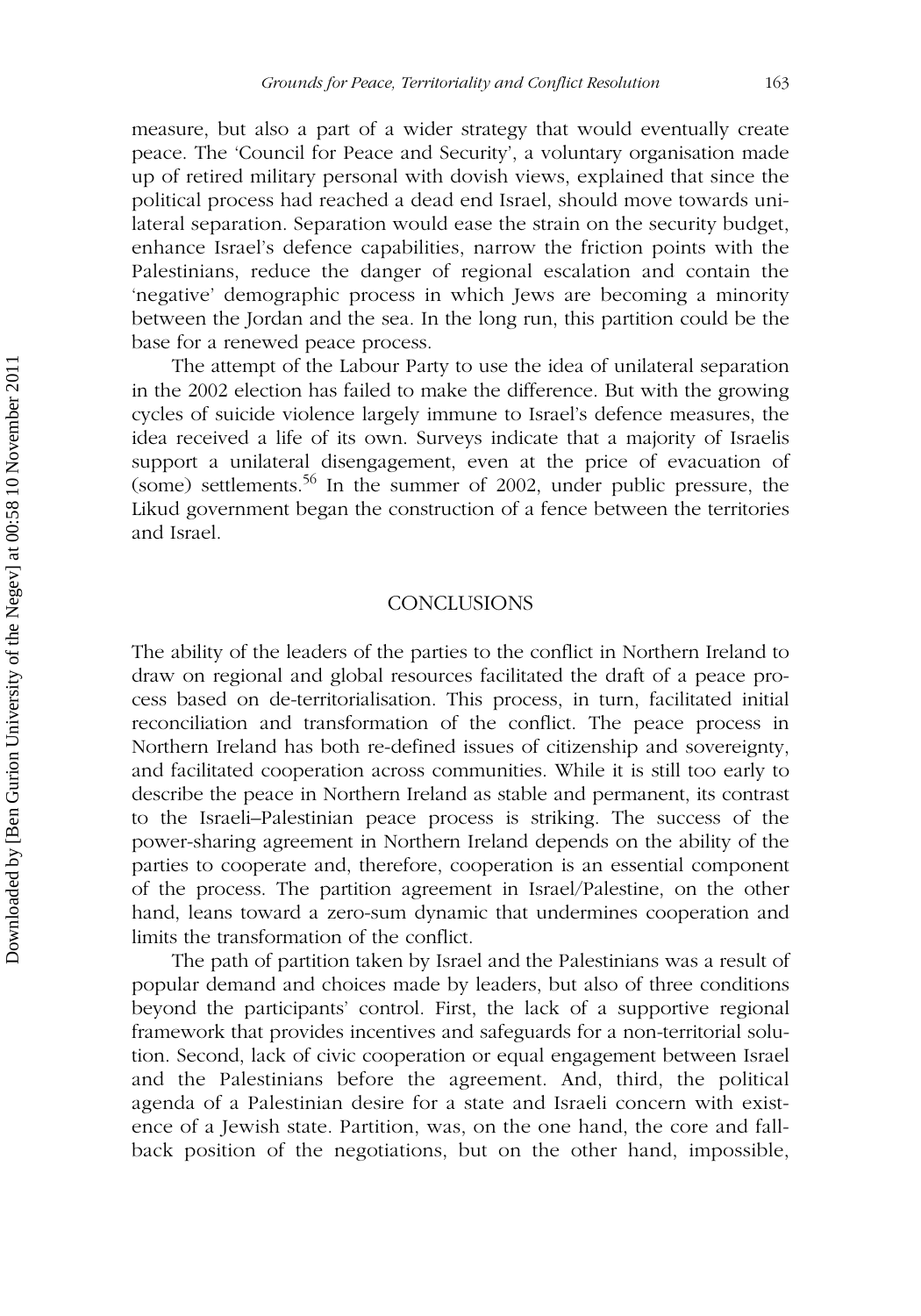measure, but also a part of a wider strategy that would eventually create peace. The 'Council for Peace and Security', a voluntary organisation made up of retired military personal with dovish views, explained that since the political process had reached a dead end Israel, should move towards unilateral separation. Separation would ease the strain on the security budget, enhance Israel's defence capabilities, narrow the friction points with the Palestinians, reduce the danger of regional escalation and contain the 'negative' demographic process in which Jews are becoming a minority between the Jordan and the sea. In the long run, this partition could be the base for a renewed peace process.

The attempt of the Labour Party to use the idea of unilateral separation in the 2002 election has failed to make the difference. But with the growing cycles of suicide violence largely immune to Israel's defence measures, the idea received a life of its own. Surveys indicate that a majority of Israelis support a unilateral disengagement, even at the price of evacuation of (some) settlements.[56] In the summer of 2002, under public pressure, the Likud government began the construction of a fence between the territories and Israel.

## CONCLUSIONS

The ability of the leaders of the parties to the conflict in Northern Ireland to draw on regional and global resources facilitated the draft of a peace process based on de-territorialisation. This process, in turn, facilitated initial reconciliation and transformation of the conflict. The peace process in Northern Ireland has both re-defined issues of citizenship and sovereignty, and facilitated cooperation across communities. While it is still too early to describe the peace in Northern Ireland as stable and permanent, its contrast to the Israeli–Palestinian peace process is striking. The success of the power-sharing agreement in Northern Ireland depends on the ability of the parties to cooperate and, therefore, cooperation is an essential component of the process. The partition agreement in Israel/Palestine, on the other hand, leans toward a zero-sum dynamic that undermines cooperation and limits the transformation of the conflict.

The path of partition taken by Israel and the Palestinians was a result of popular demand and choices made by leaders, but also of three conditions beyond the participants' control. First, the lack of a supportive regional framework that provides incentives and safeguards for a non-territorial solution. Second, lack of civic cooperation or equal engagement between Israel and the Palestinians before the agreement. And, third, the political agenda of a Palestinian desire for a state and Israeli concern with existence of a Jewish state. Partition, was, on the one hand, the core and fall-back position of the negotiations, but on the other hand, impossible,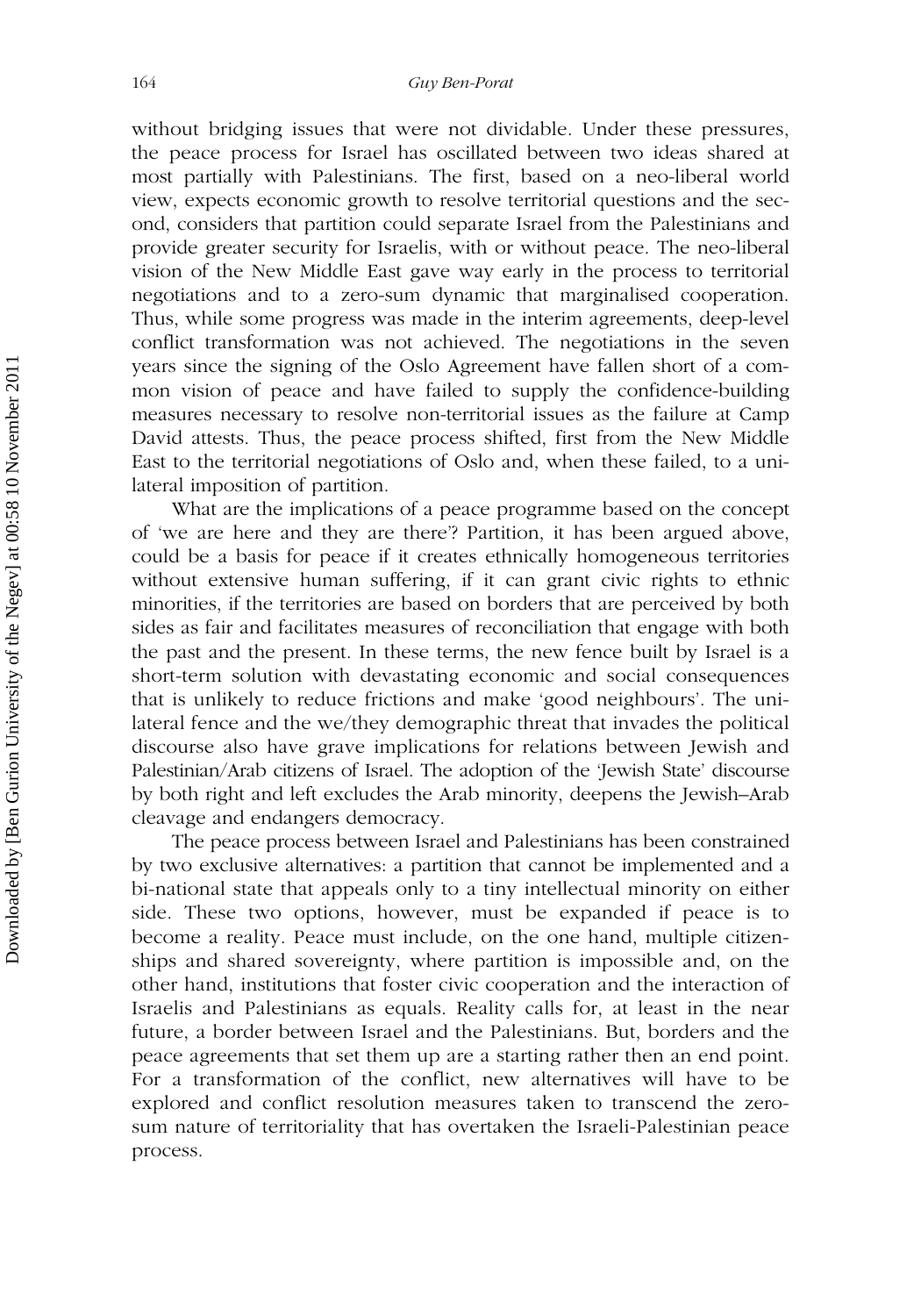without bridging issues that were not dividable. Under these pressures, the peace process for Israel has oscillated between two ideas shared at most partially with Palestinians. The first, based on a neo-liberal world view, expects economic growth to resolve territorial questions and the second, considers that partition could separate Israel from the Palestinians and provide greater security for Israelis, with or without peace. The neo-liberal vision of the New Middle East gave way early in the process to territorial negotiations and to a zero-sum dynamic that marginalised cooperation. Thus, while some progress was made in the interim agreements, deep-level conflict transformation was not achieved. The negotiations in the seven years since the signing of the Oslo Agreement have fallen short of a common vision of peace and have failed to supply the confidence-building measures necessary to resolve non-territorial issues as the failure at Camp David attests. Thus, the peace process shifted, first from the New Middle East to the territorial negotiations of Oslo and, when these failed, to a unilateral imposition of partition.

What are the implications of a peace programme based on the concept of 'we are here and they are there'? Partition, it has been argued above, could be a basis for peace if it creates ethnically homogeneous territories without extensive human suffering, if it can grant civic rights to ethnic minorities, if the territories are based on borders that are perceived by both sides as fair and facilitates measures of reconciliation that engage with both the past and the present. In these terms, the new fence built by Israel is a short-term solution with devastating economic and social consequences that is unlikely to reduce frictions and make 'good neighbours'. The unilateral fence and the we/they demographic threat that invades the political discourse also have grave implications for relations between Jewish and Palestinian/Arab citizens of Israel. The adoption of the 'Jewish State' discourse by both right and left excludes the Arab minority, deepens the Jewish–Arab cleavage and endangers democracy.

The peace process between Israel and Palestinians has been constrained by two exclusive alternatives: a partition that cannot be implemented and a bi-national state that appeals only to a tiny intellectual minority on either side. These two options, however, must be expanded if peace is to become a reality. Peace must include, on the one hand, multiple citizenships and shared sovereignty, where partition is impossible and, on the other hand, institutions that foster civic cooperation and the interaction of Israelis and Palestinians as equals. Reality calls for, at least in the near future, a border between Israel and the Palestinians. But, borders and the peace agreements that set them up are a starting rather then an end point. For a transformation of the conflict, new alternatives will have to be explored and conflict resolution measures taken to transcend the zero-sum nature of territoriality that has overtaken the Israeli-Palestinian peace process.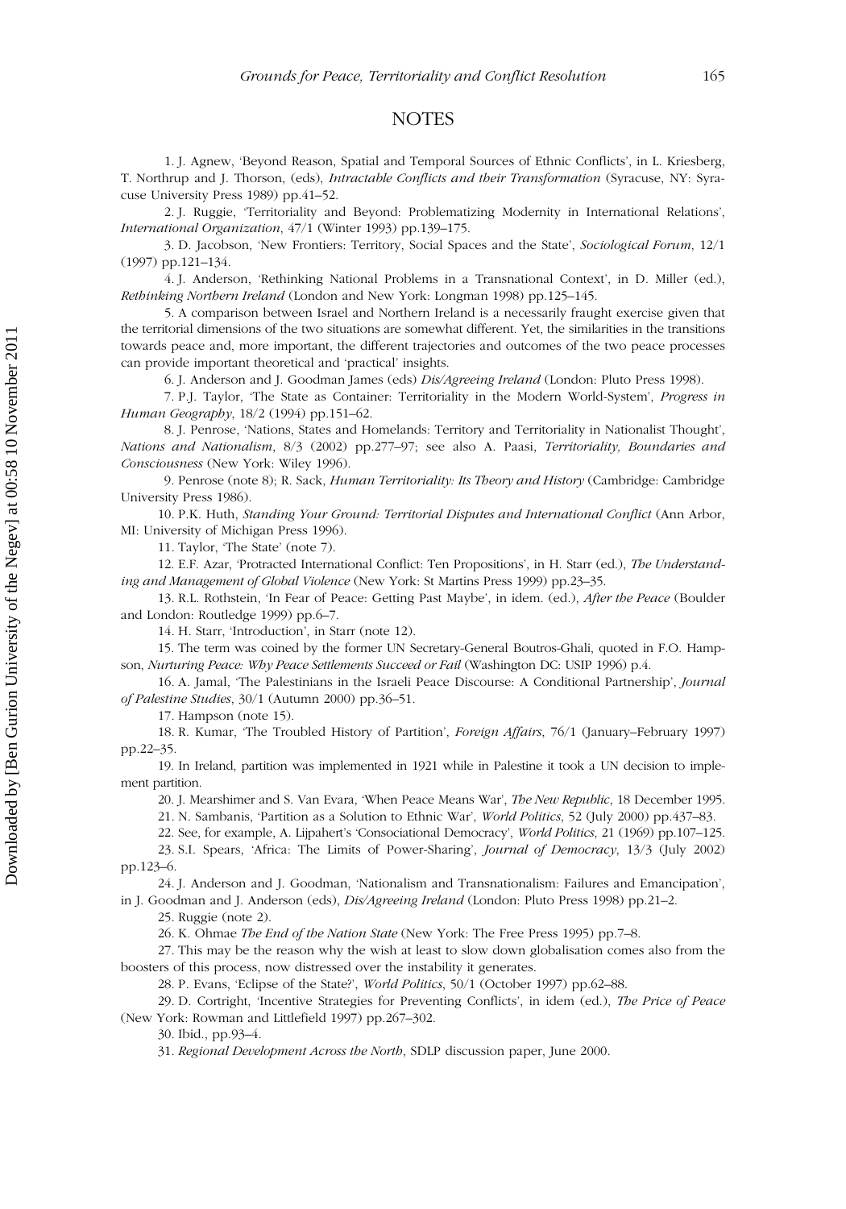## NOTES

1. J. Agnew, 'Beyond Reason, Spatial and Temporal Sources of Ethnic Conflicts', in L. Kriesberg, T. Northrup and J. Thorson, (eds), *Intractable Conflicts and their Transformation* (Syracuse, NY: Syracuse University Press 1989) pp.41–52.

2. J. Ruggie, 'Territoriality and Beyond: Problematizing Modernity in International Relations', *International Organization*, 47/1 (Winter 1993) pp.139–175.

3. D. Jacobson, 'New Frontiers: Territory, Social Spaces and the State', *Sociological Forum*, 12/1 (1997) pp.121–134.

4. J. Anderson, 'Rethinking National Problems in a Transnational Context', in D. Miller (ed.), *Rethinking Northern Ireland* (London and New York: Longman 1998) pp.125–145.

5. A comparison between Israel and Northern Ireland is a necessarily fraught exercise given that the territorial dimensions of the two situations are somewhat different. Yet, the similarities in the transitions towards peace and, more important, the different trajectories and outcomes of the two peace processes can provide important theoretical and 'practical' insights.

6. J. Anderson and J. Goodman James (eds) *Dis/Agreeing Ireland* (London: Pluto Press 1998).

7. P.J. Taylor, 'The State as Container: Territoriality in the Modern World-System', *Progress in Human Geography*, 18/2 (1994) pp.151–62.

8. J. Penrose, 'Nations, States and Homelands: Territory and Territoriality in Nationalist Thought', *Nations and Nationalism*, 8/3 (2002) pp.277–97; see also A. Paasi, *Territoriality, Boundaries and Consciousness* (New York: Wiley 1996).

9. Penrose (note 8); R. Sack, *Human Territoriality: Its Theory and History* (Cambridge: Cambridge University Press 1986).

10. P.K. Huth, *Standing Your Ground: Territorial Disputes and International Conflict* (Ann Arbor, MI: University of Michigan Press 1996).

11. Taylor, 'The State' (note 7).

12. E.F. Azar, 'Protracted International Conflict: Ten Propositions', in H. Starr (ed.), *The Understanding and Management of Global Violence* (New York: St Martins Press 1999) pp.23–35.

13. R.L. Rothstein, 'In Fear of Peace: Getting Past Maybe', in idem. (ed.), *After the Peace* (Boulder and London: Routledge 1999) pp.6–7.

14. H. Starr, 'Introduction', in Starr (note 12).

15. The term was coined by the former UN Secretary-General Boutros-Ghali, quoted in F.O. Hampson, *Nurturing Peace: Why Peace Settlements Succeed or Fail* (Washington DC: USIP 1996) p.4.

16. A. Jamal, 'The Palestinians in the Israeli Peace Discourse: A Conditional Partnership', *Journal of Palestine Studies*, 30/1 (Autumn 2000) pp.36–51.

17. Hampson (note 15).

18. R. Kumar, 'The Troubled History of Partition', *Foreign Affairs*, 76/1 (January–February 1997) pp.22–35.

19. In Ireland, partition was implemented in 1921 while in Palestine it took a UN decision to implement partition.

20. J. Mearshimer and S. Van Evara, 'When Peace Means War', *The New Republic*, 18 December 1995.

21. N. Sambanis, 'Partition as a Solution to Ethnic War', *World Politics*, 52 (July 2000) pp.437–83.

22. See, for example, A. Lijpahert's 'Consociational Democracy', *World Politics*, 21 (1969) pp.107–125.

23. S.I. Spears, 'Africa: The Limits of Power-Sharing', *Journal of Democracy*, 13/3 (July 2002) pp.123–6.

24. J. Anderson and J. Goodman, 'Nationalism and Transnationalism: Failures and Emancipation', in J. Goodman and J. Anderson (eds), *Dis/Agreeing Ireland* (London: Pluto Press 1998) pp.21–2.

25. Ruggie (note 2).

26. K. Ohmae *The End of the Nation State* (New York: The Free Press 1995) pp.7–8.

27. This may be the reason why the wish at least to slow down globalisation comes also from the boosters of this process, now distressed over the instability it generates.

28. P. Evans, 'Eclipse of the State?', *World Politics*, 50/1 (October 1997) pp.62–88.

29. D. Cortright, 'Incentive Strategies for Preventing Conflicts', in idem (ed.), *The Price of Peace* (New York: Rowman and Littlefield 1997) pp.267–302.

30. Ibid., pp.93–4.

31. *Regional Development Across the North*, SDLP discussion paper, June 2000.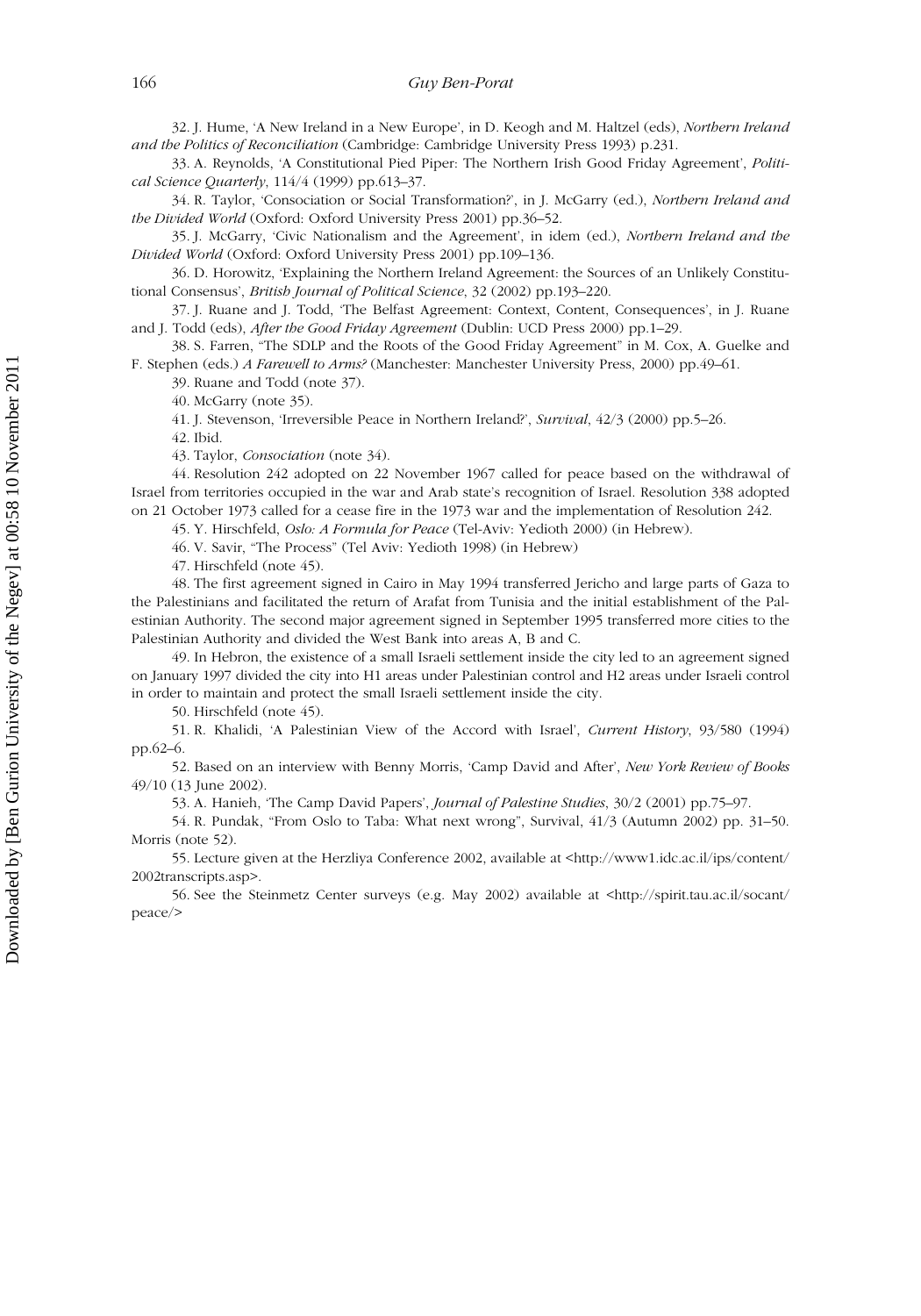32. J. Hume, 'A New Ireland in a New Europe', in D. Keogh and M. Haltzel (eds), *Northern Ireland and the Politics of Reconciliation* (Cambridge: Cambridge University Press 1993) p.231.

33. A. Reynolds, 'A Constitutional Pied Piper: The Northern Irish Good Friday Agreement', *Political Science Quarterly*, 114/4 (1999) pp.613–37.

34. R. Taylor, 'Consociation or Social Transformation?', in J. McGarry (ed.), *Northern Ireland and the Divided World* (Oxford: Oxford University Press 2001) pp.36–52.

35. J. McGarry, 'Civic Nationalism and the Agreement', in idem (ed.), *Northern Ireland and the Divided World* (Oxford: Oxford University Press 2001) pp.109–136.

36. D. Horowitz, 'Explaining the Northern Ireland Agreement: the Sources of an Unlikely Constitutional Consensus', *British Journal of Political Science*, 32 (2002) pp.193–220.

37. J. Ruane and J. Todd, 'The Belfast Agreement: Context, Content, Consequences', in J. Ruane and J. Todd (eds), *After the Good Friday Agreement* (Dublin: UCD Press 2000) pp.1–29.

38. S. Farren, "The SDLP and the Roots of the Good Friday Agreement" in M. Cox, A. Guelke and F. Stephen (eds.) *A Farewell to Arms?* (Manchester: Manchester University Press, 2000) pp.49–61.

39. Ruane and Todd (note 37).

40. McGarry (note 35).

41. J. Stevenson, 'Irreversible Peace in Northern Ireland?', *Survival*, 42/3 (2000) pp.5–26.

42. Ibid.

43. Taylor, *Consociation* (note 34).

44. Resolution 242 adopted on 22 November 1967 called for peace based on the withdrawal of Israel from territories occupied in the war and Arab state's recognition of Israel. Resolution 338 adopted on 21 October 1973 called for a cease fire in the 1973 war and the implementation of Resolution 242.

45. Y. Hirschfeld, *Oslo: A Formula for Peace* (Tel-Aviv: Yedioth 2000) (in Hebrew).

46. V. Savir, "The Process" (Tel Aviv: Yedioth 1998) (in Hebrew)

47. Hirschfeld (note 45).

48. The first agreement signed in Cairo in May 1994 transferred Jericho and large parts of Gaza to the Palestinians and facilitated the return of Arafat from Tunisia and the initial establishment of the Palestinian Authority. The second major agreement signed in September 1995 transferred more cities to the Palestinian Authority and divided the West Bank into areas A, B and C.

49. In Hebron, the existence of a small Israeli settlement inside the city led to an agreement signed on January 1997 divided the city into H1 areas under Palestinian control and H2 areas under Israeli control in order to maintain and protect the small Israeli settlement inside the city.

50. Hirschfeld (note 45).

51. R. Khalidi, 'A Palestinian View of the Accord with Israel', *Current History*, 93/580 (1994) pp.62–6.

52. Based on an interview with Benny Morris, 'Camp David and After', *New York Review of Books* 49/10 (13 June 2002).

53. A. Hanieh, 'The Camp David Papers', *Journal of Palestine Studies*, 30/2 (2001) pp.75–97.

54. R. Pundak, "From Oslo to Taba: What next wrong", Survival, 41/3 (Autumn 2002) pp. 31–50. Morris (note 52).

55. Lecture given at the Herzliya Conference 2002, available at <http://www1.idc.ac.il/ips/content/2002transcripts.asp>.

56. See the Steinmetz Center surveys (e.g. May 2002) available at <http://spirit.tau.ac.il/socant/peace/>